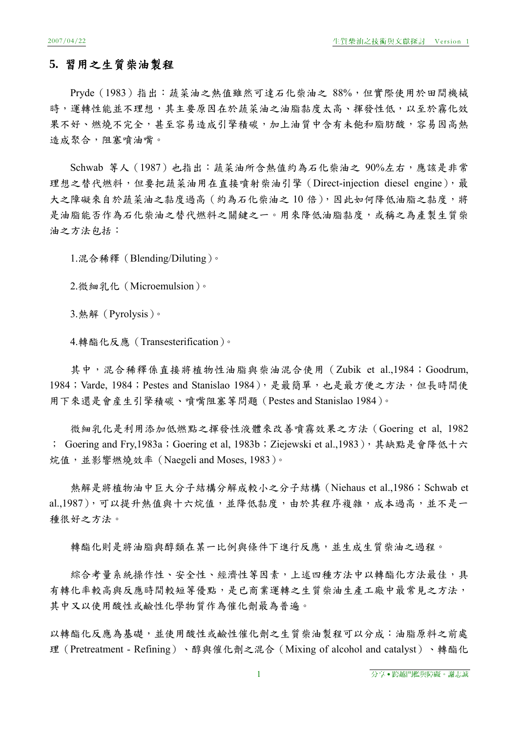## 5. 習用之生質柴油製程

Pryde（1983）指出：蔬菜油之熱值雖然可達石化柴油之 88%，但實際使用於田間機械時，運轉性能並不理想，其主要原因在於蔬菜油之油脂黏度太高、揮發性低，以至於霧化效果不好、燃燒不完全，甚至容易造成引擎積碳，加上油質中含有未飽和脂肪酸，容易因高熱造成聚合，阻塞噴油嘴。

Schwab 等人（1987）也指出：蔬菜油所含熱值約為石化柴油之 90%左右，應該是非常理想之替代燃料，但要把蔬菜油用在直接噴射柴油引擎（Direct-injection diesel engine），最大之障礙來自於蔬菜油之黏度過高（約為石化柴油之 10 倍），因此如何降低油脂之黏度，將是油脂能否作為石化柴油之替代燃料之關鍵之一。用來降低油脂黏度，或稱之為產製生質柴油之方法包括：

1.混合稀釋（Blending/Diluting）。

2.微細乳化（Microemulsion）。

3.熱解（Pyrolysis）。

4.轉酯化反應（Transesterification）。

其中，混合稀釋係直接將植物性油脂與柴油混合使用（Zubik et al.,1984；Goodrum, 1984；Varde, 1984；Pestes and Stanislao 1984），是最簡單，也是最方便之方法，但長時間使用下來還是會產生引擎積碳、噴嘴阻塞等問題（Pestes and Stanislao 1984）。

微細乳化是利用添加低燃點之揮發性液體來改善噴霧效果之方法（Goering et al, 1982； Goering and Fry,1983a；Goering et al, 1983b；Ziejewski et al.,1983），其缺點是會降低十六烷值，並影響燃燒效率（Naegeli and Moses, 1983）。

熱解是將植物油中巨大分子結構分解成較小之分子結構（Niehaus et al.,1986；Schwab et al.,1987），可以提升熱值與十六烷值，並降低黏度，由於其程序複雜，成本過高，並不是一種很好之方法。

轉酯化則是將油脂與醇類在某一比例與條件下進行反應，並生成生質柴油之過程。

綜合考量系統操作性、安全性、經濟性等因素，上述四種方法中以轉酯化方法最佳，具有轉化率較高與反應時間較短等優點，是已商業運轉之生質柴油生產工廠中最常見之方法，其中又以使用酸性或鹼性化學物質作為催化劑最為普遍。

以轉酯化反應為基礎，並使用酸性或鹼性催化劑之生質柴油製程可以分成：油脂原料之前處理（Pretreatment - Refining）、醇與催化劑之混合（Mixing of alcohol and catalyst）、轉酯化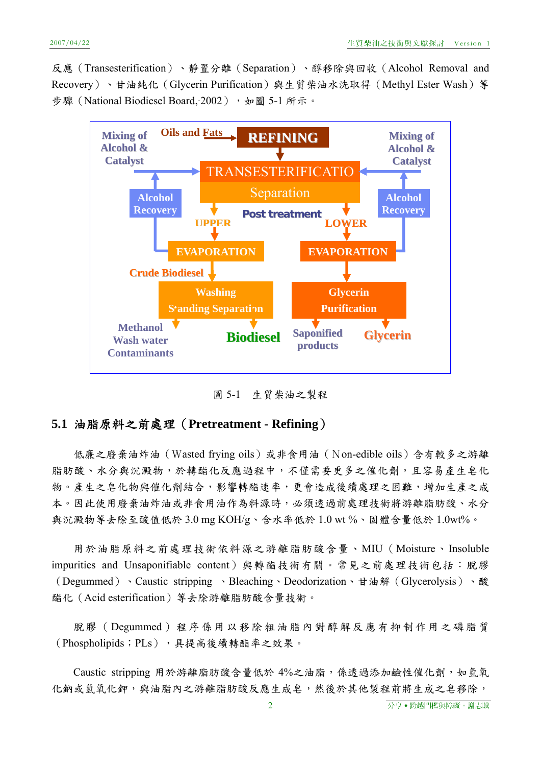反應（Transesterification）、靜置分離（Separation）、醇移除與回收（Alcohol Removal and Recovery）、甘油純化（Glycerin Purification）與生質柴油水洗取得（Methyl Ester Wash）等步驟（National Biodiesel Board, 2002），如圖 5-1 所示。

圖 5-1　生質柴油之製程

## 5.1 油脂原料之前處理（Pretreatment - Refining）

低廉之廢棄油炸油（Wasted frying oils）或非食用油（Non-edible oils）含有較多之游離脂肪酸、水分與沉澱物，於轉酯化反應過程中，不僅需要更多之催化劑，且容易產生皂化物。產生之皂化物與催化劑結合，影響轉酯速率，更會造成後續處理之困難，增加生產之成本。因此使用廢棄油炸油或非食用油作為料源時，必須透過前處理技術將游離脂肪酸、水分與沉澱物等去除至酸值低於 3.0 mg KOH/g、含水率低於 1.0 wt %、固體含量低於 1.0wt%。

用於油脂原料之前處理技術依料源之游離脂肪酸含量、MIU（Moisture、Insoluble impurities and Unsaponifiable content）與轉酯技術有關。常見之前處理技術包括：脫膠（Degummed）、Caustic stripping 、Bleaching、Deodorization、甘油解（Glycerolysis）、酸酯化（Acid esterification）等去除游離脂肪酸含量技術。

脫膠（Degummed）程序係用以移除粗油脂內對醇解反應有抑制作用之磷脂質（Phospholipids；PLs），具提高後續轉酯率之效果。

Caustic stripping 用於游離脂肪酸含量低於 4%之油脂，係透過添加鹼性催化劑，如氫氧化鈉或氫氧化鉀，與油脂內之游離脂肪酸反應生成皂，然後於其他製程前將生成之皂移除，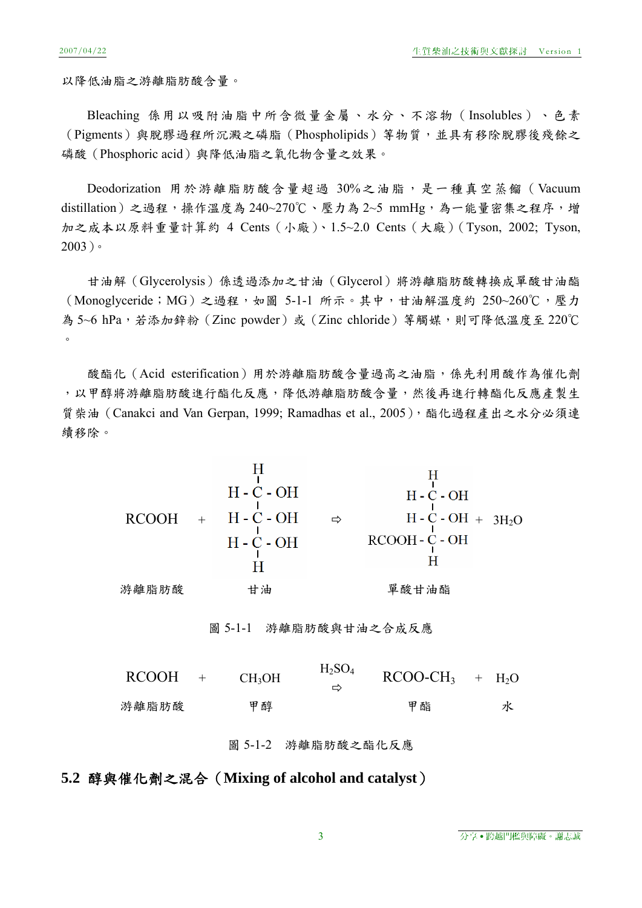以降低油脂之游離脂肪酸含量。

Bleaching 係用以吸附油脂中所含微量金屬、水分、不溶物（Insolubles）、色素（Pigments）與脫膠過程所沉澱之磷脂（Phospholipids）等物質，並具有移除脫膠後殘餘之磷酸（Phosphoric acid）與降低油脂之氧化物含量之效果。

Deodorization 用於游離脂肪酸含量超過 30%之油脂，是一種真空蒸餾（Vacuum distillation）之過程，操作溫度為 240~270℃、壓力為 2~5 mmHg，為一能量密集之程序，增加之成本以原料重量計算約 4 Cents（小廠）、1.5~2.0 Cents（大廠）（Tyson, 2002; Tyson, 2003）。

甘油解（Glycerolysis）係透過添加之甘油（Glycerol）將游離脂肪酸轉換成單酸甘油酯（Monoglyceride；MG）之過程，如圖 5-1-1 所示。其中，甘油解溫度約 250~260℃，壓力為 5~6 hPa，若添加鋅粉（Zinc powder）或（Zinc chloride）等觸媒，則可降低溫度至 220℃。

酸酯化（Acid esterification）用於游離脂肪酸含量過高之油脂，係先利用酸作為催化劑，以甲醇將游離脂肪酸進行酯化反應，降低游離脂肪酸含量，然後再進行轉酯化反應產製生質柴油（Canakci and Van Gerpan, 1999; Ramadhas et al., 2005），酯化過程產出之水分必須連續移除。

RCOOH（游離脂肪酸） + H-C(H)(OH)-C(H)(OH)-C(H)(OH)-H（甘油） ⇨ H-C(H)(OH)-C(H)(OH)-C(H)(OH)(RCOOH)（單酸甘油酯） + $3H_2O$

圖 5-1-1　游離脂肪酸與甘油之合成反應

$$RCOOH + CH_3OH \xrightarrow{H_2SO_4} RCOO\text{-}CH_3 + H_2O$$

游離脂肪酸　　甲醇　　甲酯　　水

圖 5-1-2　游離脂肪酸之酯化反應

## 5.2 醇與催化劑之混合（Mixing of alcohol and catalyst）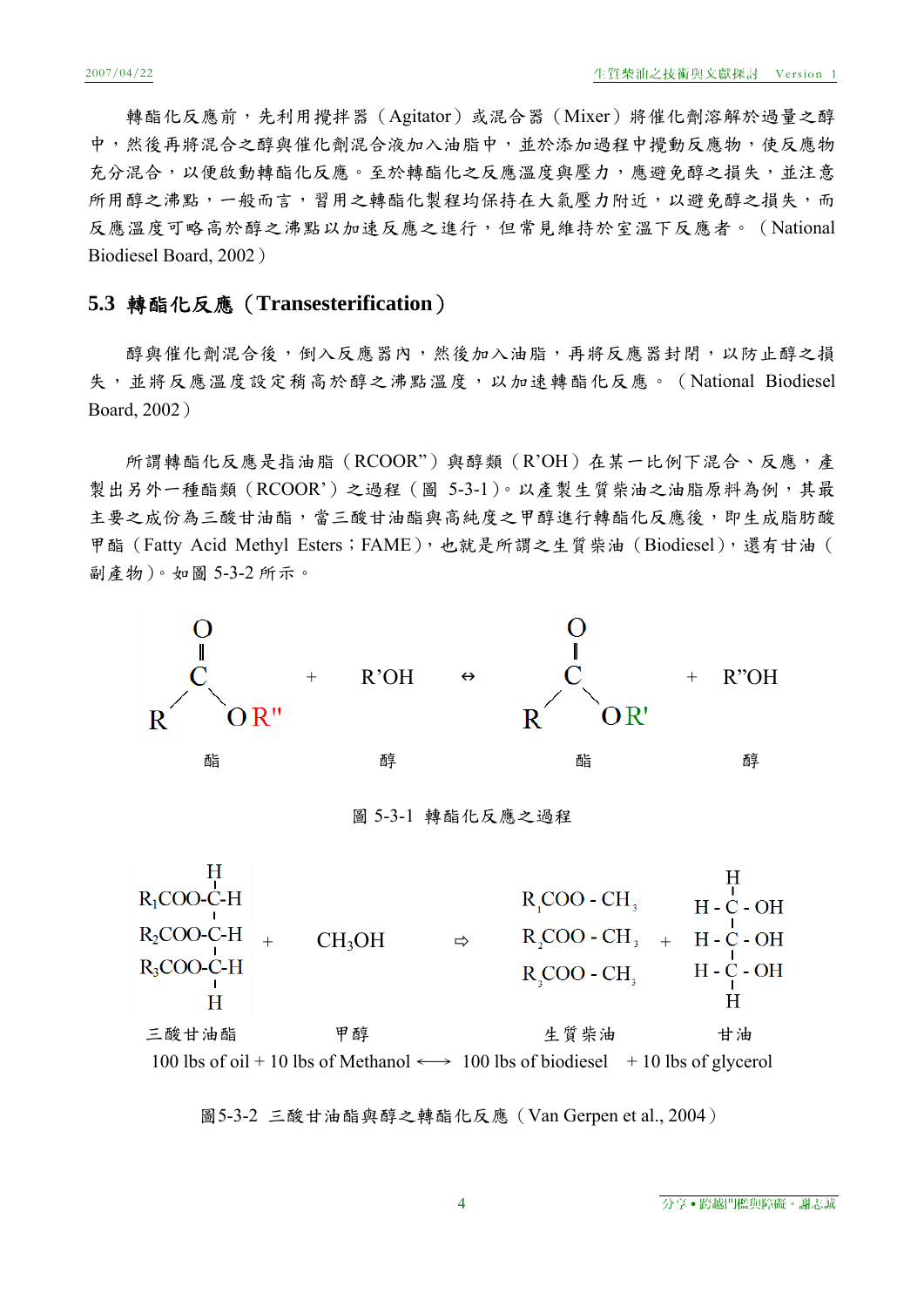轉酯化反應前，先利用攪拌器（Agitator）或混合器（Mixer）將催化劑溶解於過量之醇中，然後再將混合之醇與催化劑混合液加入油脂中，並於添加過程中攪動反應物，使反應物充分混合，以便啟動轉酯化反應。至於轉酯化之反應溫度與壓力，應避免醇之損失，並注意所用醇之沸點，一般而言，習用之轉酯化製程均保持在大氣壓力附近，以避免醇之損失，而反應溫度可略高於醇之沸點以加速反應之進行，但常見維持於室溫下反應者。（National Biodiesel Board, 2002）

## 5.3 轉酯化反應（Transesterification）

醇與催化劑混合後，倒入反應器內，然後加入油脂，再將反應器封閉，以防止醇之損失，並將反應溫度設定稍高於醇之沸點溫度，以加速轉酯化反應。（National Biodiesel Board, 2002）

所謂轉酯化反應是指油脂（RCOOR”）與醇類（R’OH）在某一比例下混合、反應，產製出另外一種酯類（RCOOR’）之過程（圖 5-3-1）。以產製生質柴油之油脂原料為例，其最主要之成份為三酸甘油酯，當三酸甘油酯與高純度之甲醇進行轉酯化反應後，即生成脂肪酸甲酯（Fatty Acid Methyl Esters；FAME），也就是所謂之生質柴油（Biodiesel），還有甘油（副產物）。如圖 5-3-2 所示。

$$RCOOR'' \text{（酯）} + R'OH \text{（醇）} \leftrightarrow RCOOR' \text{（酯）} + R''OH \text{（醇）}$$

圖 5-3-1 轉酯化反應之過程

$$\begin{matrix} R_1COO\text{-}CH \\ R_2COO\text{-}CH \\ R_3COO\text{-}CH \end{matrix} \text{（三酸甘油酯）} + CH_3OH \text{（甲醇）} \Rightarrow \begin{matrix} R_1COO\text{-}CH_3 \\ R_2COO\text{-}CH_3 \\ R_3COO\text{-}CH_3 \end{matrix} \text{（生質柴油）} + \begin{matrix} H\text{-}C\text{-}OH \\ H\text{-}C\text{-}OH \\ H\text{-}C\text{-}OH \end{matrix} \text{（甘油）}$$

100 lbs of oil + 10 lbs of Methanol ⟷ 100 lbs of biodiesel + 10 lbs of glycerol

圖5-3-2 三酸甘油酯與醇之轉酯化反應（Van Gerpen et al., 2004）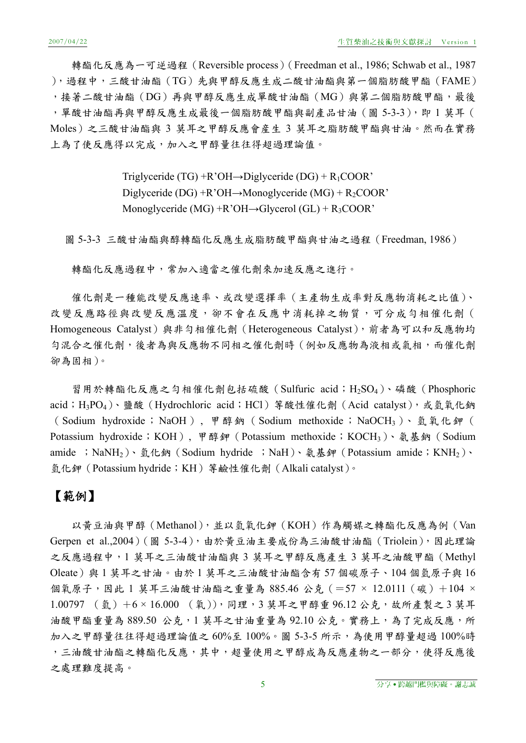轉酯化反應為一可逆過程（Reversible process）(Freedman et al., 1986; Schwab et al., 1987)，過程中，三酸甘油酯（TG）先與甲醇反應生成二酸甘油酯與第一個脂肪酸甲酯（FAME），接著二酸甘油酯（DG）再與甲醇反應生成單酸甘油酯（MG）與第二個脂肪酸甲酯，最後，單酸甘油酯再與甲醇反應生成最後一個脂肪酸甲酯與副產品甘油（圖 5-3-3），即 1 莫耳（Moles）之三酸甘油酯與 3 莫耳之甲醇反應會產生 3 莫耳之脂肪酸甲酯與甘油。然而在實務上為了使反應得以完成，加入之甲醇量往往得超過理論值。

Triglyceride (TG) +R'OH→Diglyceride (DG) + $R_1$COOR'
Diglyceride (DG) +R'OH→Monoglyceride (MG) + $R_2$COOR'
Monoglyceride (MG) +R'OH→Glycerol (GL) + $R_3$COOR'

圖 5-3-3 三酸甘油酯與醇轉酯化反應生成脂肪酸甲酯與甘油之過程（Freedman, 1986）

轉酯化反應過程中，常加入適當之催化劑來加速反應之進行。

催化劑是一種能改變反應速率、或改變選擇率（主產物生成率對反應物消耗之比值）、改變反應路徑與改變反應溫度，卻不會在反應中消耗掉之物質，可分成匀相催化劑（Homogeneous Catalyst）與非匀相催化劑（Heterogeneous Catalyst），前者為可以和反應物均勻混合之催化劑，後者為與反應物不同相之催化劑時（例如反應物為液相或氣相，而催化劑卻為固相）。

習用於轉酯化反應之匀相催化劑包括硫酸（Sulfuric acid；$H_2SO_4$）、磷酸（Phosphoric acid；$H_3PO_4$）、鹽酸（Hydrochloric acid；HCl）等酸性催化劑（Acid catalyst），或氫氧化鈉（Sodium hydroxide；NaOH），甲醇鈉（Sodium methoxide；$NaOCH_3$）、氫氧化鉀（Potassium hydroxide；KOH），甲醇鉀（Potassium methoxide；$KOCH_3$）、氨基鈉（Sodium amide ；$NaNH_2$）、氫化鈉（Sodium hydride ；NaH）、氨基鉀（Potassium amide；$KNH_2$）、氫化鉀（Potassium hydride；KH）等鹼性催化劑（Alkali catalyst）。

## 【範例】

以黃豆油與甲醇（Methanol），並以氫氧化鉀（KOH）作為觸媒之轉酯化反應為例（Van Gerpen et al.,2004）(圖 5-3-4)，由於黃豆油主要成份為三油酸甘油酯（Triolein），因此理論之反應過程中，1 莫耳之三油酸甘油酯與 3 莫耳之甲醇反應產生 3 莫耳之油酸甲酯（Methyl Oleate）與 1 莫耳之甘油。由於 1 莫耳之三油酸甘油酯含有 57 個碳原子、104 個氫原子與 16 個氧原子，因此 1 莫耳三油酸甘油酯之重量為 885.46 公克（$=57 \times 12.0111$（碳）$+104 \times 1.00797$（氫）$+6 \times 16.000$（氧）)，同理，3 莫耳之甲醇重 96.12 公克，故所產製之 3 莫耳油酸甲酯重量為 889.50 公克，1 莫耳之甘油重量為 92.10 公克。實務上，為了完成反應，所加入之甲醇量往往得超過理論值之 60%至 100%。圖 5-3-5 所示，為使用甲醇量超過 100%時，三油酸甘油酯之轉酯化反應，其中，超量使用之甲醇成為反應產物之一部分，使得反應後之處理難度提高。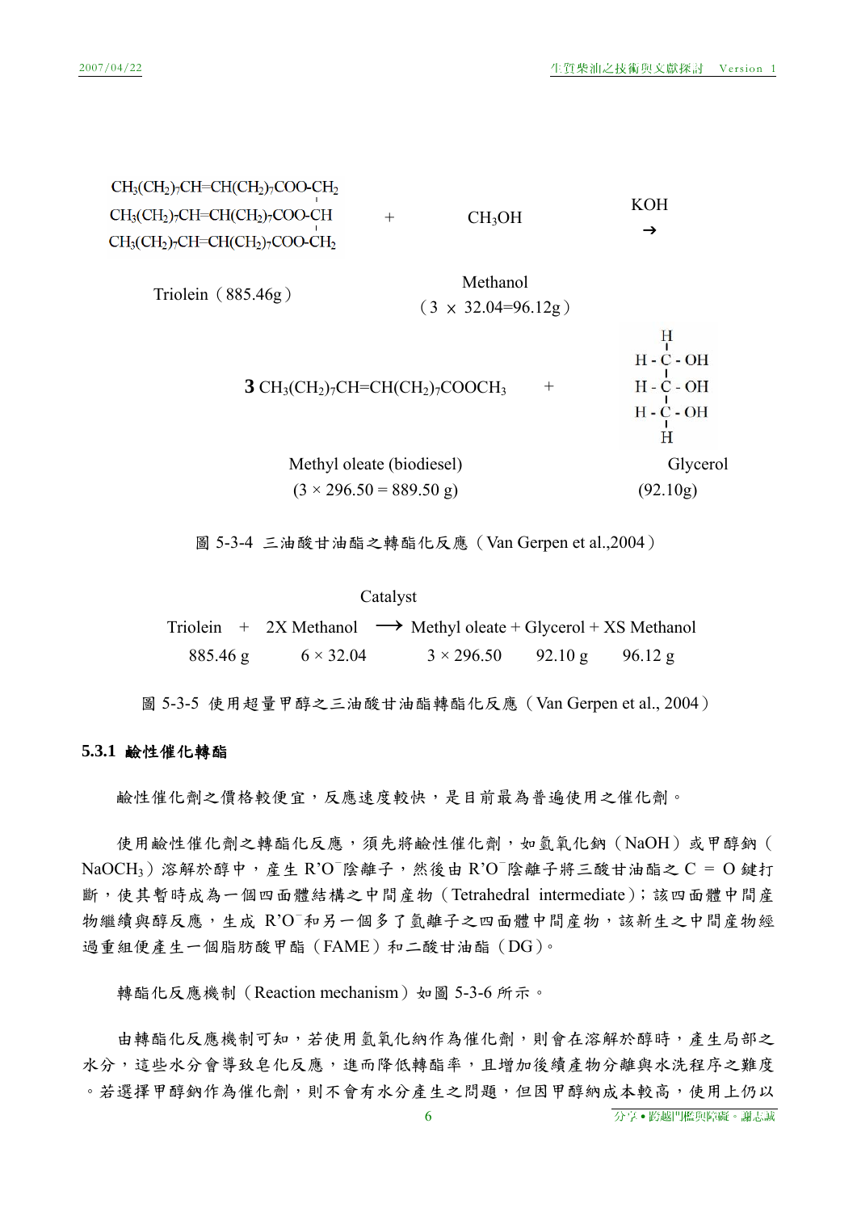$$\begin{array}{l} CH_3(CH_2)_7CH{=}CH(CH_2)_7COO\text{-}CH_2 \\ CH_3(CH_2)_7CH{=}CH(CH_2)_7COO\text{-}CH \\ CH_3(CH_2)_7CH{=}CH(CH_2)_7COO\text{-}CH_2 \end{array} \quad + \quad CH_3OH \quad \xrightarrow{KOH}$$

Triolein（885.46g） Methanol（3 × 32.04=96.12g）

$$3\ CH_3(CH_2)_7CH{=}CH(CH_2)_7COOCH_3 \quad + \quad \begin{array}{c} H \\ H\text{-}C\text{-}OH \\ H\text{-}C\text{-}OH \\ H\text{-}C\text{-}OH \\ H \end{array}$$

Methyl oleate (biodiesel)（3 × 296.50 = 889.50 g） Glycerol（92.10g）

圖 5-3-4 三油酸甘油酯之轉酯化反應（Van Gerpen et al.,2004）

$$\text{Triolein} + 2X\ \text{Methanol} \xrightarrow{\text{Catalyst}} \text{Methyl oleate} + \text{Glycerol} + XS\ \text{Methanol}$$

885.46 g　6 × 32.04　3 × 296.50　92.10 g　96.12 g

圖 5-3-5 使用超量甲醇之三油酸甘油酯轉酯化反應（Van Gerpen et al., 2004）

### 5.3.1 鹼性催化轉酯

鹼性催化劑之價格較便宜，反應速度較快，是目前最為普遍使用之催化劑。

使用鹼性催化劑之轉酯化反應，須先將鹼性催化劑，如氫氧化鈉（NaOH）或甲醇鈉（$NaOCH_3$）溶解於醇中，產生 $R'O^-$陰離子，然後由 $R'O^-$陰離子將三酸甘油酯之 C ＝ O 鍵打斷，使其暫時成為一個四面體結構之中間產物（Tetrahedral intermediate）；該四面體中間產物繼續與醇反應，生成 $R'O^-$和另一個多了氫離子之四面體中間產物，該新生之中間產物經過重組便產生一個脂肪酸甲酯（FAME）和二酸甘油酯（DG）。

轉酯化反應機制（Reaction mechanism）如圖 5-3-6 所示。

由轉酯化反應機制可知，若使用氫氧化納作為催化劑，則會在溶解於醇時，產生局部之水分，這些水分會導致皂化反應，進而降低轉酯率，且增加後續產物分離與水洗程序之難度。若選擇甲醇鈉作為催化劑，則不會有水分產生之問題，但因甲醇納成本較高，使用上仍以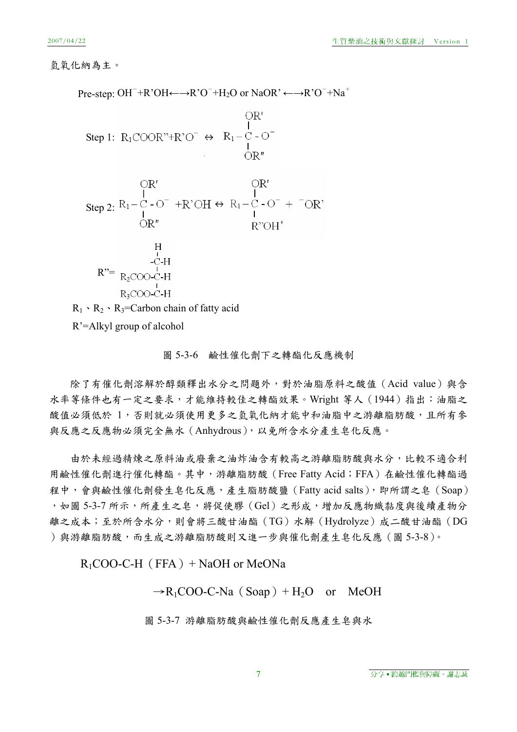氫氧化鈉為主。

Pre-step: $OH^- + R'OH \longleftrightarrow R'O^- + H_2O$ or $NaOR' \longleftrightarrow R'O^- + Na^+$

Step 1: $R_1COOR'' + R'O^- \Leftrightarrow R_1-\overset{\displaystyle OR'}{\underset{\displaystyle OR''}{C}}-O^-$

Step 2: $R_1-\overset{\displaystyle OR'}{\underset{\displaystyle OR''}{C}}-O^- + R'OH \Leftrightarrow R_1-\overset{\displaystyle OR'}{\underset{\displaystyle R''OH^+}{C}}-O^- + {}^-OR'$

$$R'' = \begin{array}{l} \quad\quad\;\; H \\ \quad\quad\;\, | \\ \quad\quad -C-H \\ \quad\quad\;\, | \\ R_2COO-C-H \\ \quad\quad\;\, | \\ R_3COO-C-H \end{array}$$

$R_1$、$R_2$、$R_3$=Carbon chain of fatty acid

R'=Alkyl group of alcohol

圖 5-3-6　鹼性催化劑下之轉酯化反應機制

除了有催化劑溶解於醇類釋出水分之問題外，對於油脂原料之酸值（Acid value）與含水率等條件也有一定之要求，才能維持較佳之轉酯效果。Wright 等人（1944）指出：油脂之酸值必須低於 1，否則就必須使用更多之氫氧化鈉才能中和油脂中之游離脂肪酸，且所有參與反應之反應物必須完全無水（Anhydrous），以免所含水分產生皂化反應。

由於未經過精煉之原料油或廢棄之油炸油含有較高之游離脂肪酸與水分，比較不適合利用鹼性催化劑進行催化轉酯。其中，游離脂肪酸（Free Fatty Acid；FFA）在鹼性催化轉酯過程中，會與鹼性催化劑發生皂化反應，產生脂肪酸鹽（Fatty acid salts），即所謂之皂（Soap），如圖 5-3-7 所示，所產生之皂，將促使膠（Gel）之形成，增加反應物織黏度與後續產物分離之成本；至於所含水分，則會將三酸甘油酯（TG）水解（Hydrolyze）成二酸甘油酯（DG）與游離脂肪酸，而生成之游離脂肪酸則又進一步與催化劑產生皂化反應（圖 5-3-8）。

$R_1COO\text{-}C\text{-}H$（FFA）+ NaOH or MeONa

$\rightarrow R_1COO\text{-}C\text{-}Na$（Soap）+ $H_2O$　or　MeOH

圖 5-3-7 游離脂肪酸與鹼性催化劑反應產生皂與水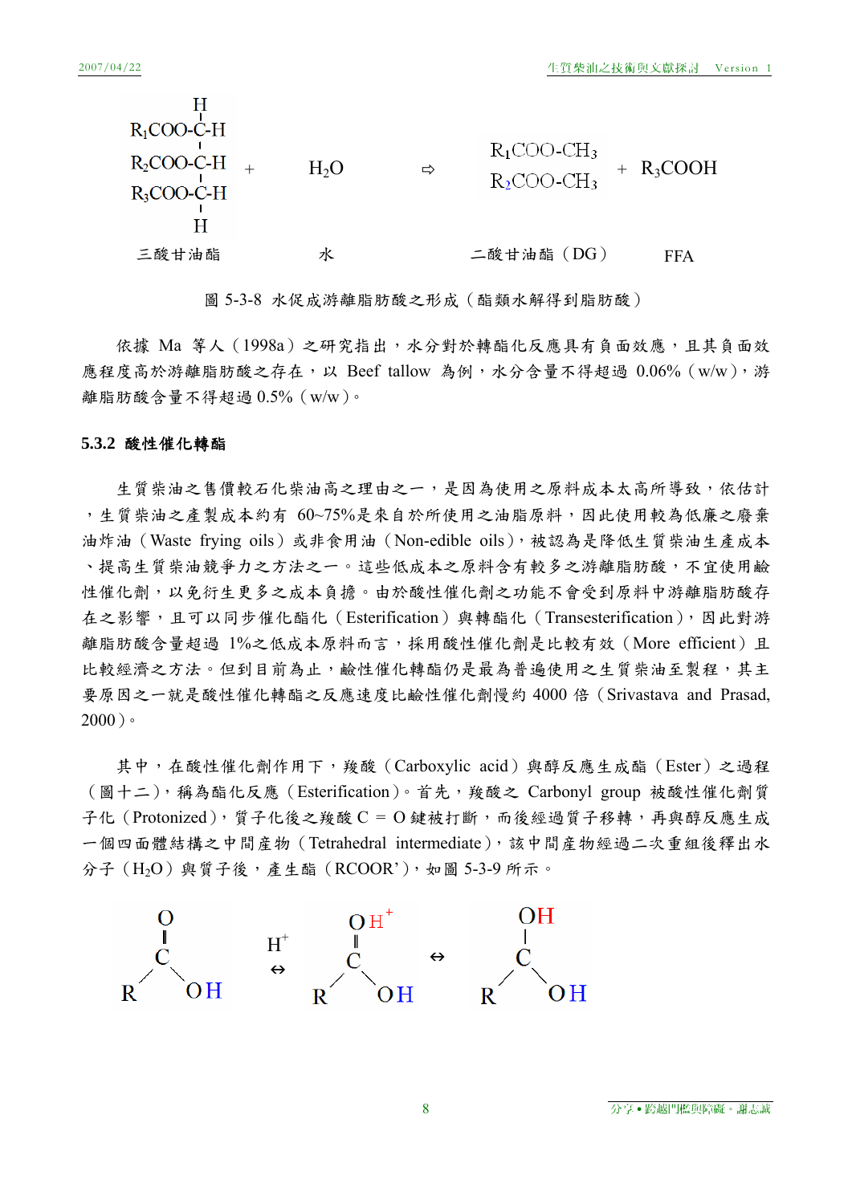$$\begin{array}{c} \text{H} \\ | \\ R_1COO\text{-}C\text{-}H \\ | \\ R_2COO\text{-}C\text{-}H \\ | \\ R_3COO\text{-}C\text{-}H \\ | \\ \text{H} \end{array} + H_2O \Rightarrow \begin{array}{c} R_1COO\text{-}CH_3 \\ R_2COO\text{-}CH_3 \end{array} + R_3COOH$$

三酸甘油酯　　　水　　　二酸甘油酯（DG）　　　FFA

圖 5-3-8 水促成游離脂肪酸之形成（酯類水解得到脂肪酸）

依據 Ma 等人（1998a）之研究指出，水分對於轉酯化反應具有負面效應，且其負面效應程度高於游離脂肪酸之存在，以 Beef tallow 為例，水分含量不得超過 0.06%（w/w），游離脂肪酸含量不得超過 0.5%（w/w）。

### 5.3.2 酸性催化轉酯

生質柴油之售價較石化柴油高之理由之一，是因為使用之原料成本太高所導致，依估計，生質柴油之產製成本約有 60~75%是來自於所使用之油脂原料，因此使用較為低廉之廢棄油炸油（Waste frying oils）或非食用油（Non-edible oils），被認為是降低生質柴油生產成本、提高生質柴油競爭力之方法之一。這些低成本之原料含有較多之游離脂肪酸，不宜使用鹼性催化劑，以免衍生更多之成本負擔。由於酸性催化劑之功能不會受到原料中游離脂肪酸存在之影響，且可以同步催化酯化（Esterification）與轉酯化（Transesterification），因此對游離脂肪酸含量超過 1%之低成本原料而言，採用酸性催化劑是比較有效（More efficient）且比較經濟之方法。但到目前為止，鹼性催化轉酯仍是最為普遍使用之生質柴油至製程，其主要原因之一就是酸性催化轉酯之反應速度比鹼性催化劑慢約 4000 倍（Srivastava and Prasad, 2000）。

其中，在酸性催化劑作用下，羧酸（Carboxylic acid）與醇反應生成酯（Ester）之過程（圖十二），稱為酯化反應（Esterification）。首先，羧酸之 Carbonyl group 被酸性催化劑質子化（Protonized），質子化後之羧酸 C ＝ O 鍵被打斷，而後經過質子移轉，再與醇反應生成一個四面體結構之中間產物（Tetrahedral intermediate），該中間產物經過二次重組後釋出水分子（$H_2O$）與質子後，產生酯（RCOOR'），如圖 5-3-9 所示。

$$\begin{array}{c} O \\ \| \\ C \\ R \diagup \quad \diagdown OH \end{array} \overset{H^+}{\leftrightarrow} \begin{array}{c} OH^+ \\ \| \\ C \\ R \diagup \quad \diagdown OH \end{array} \leftrightarrow \begin{array}{c} OH \\ | \\ C \\ R \diagup \quad \diagdown OH \end{array}$$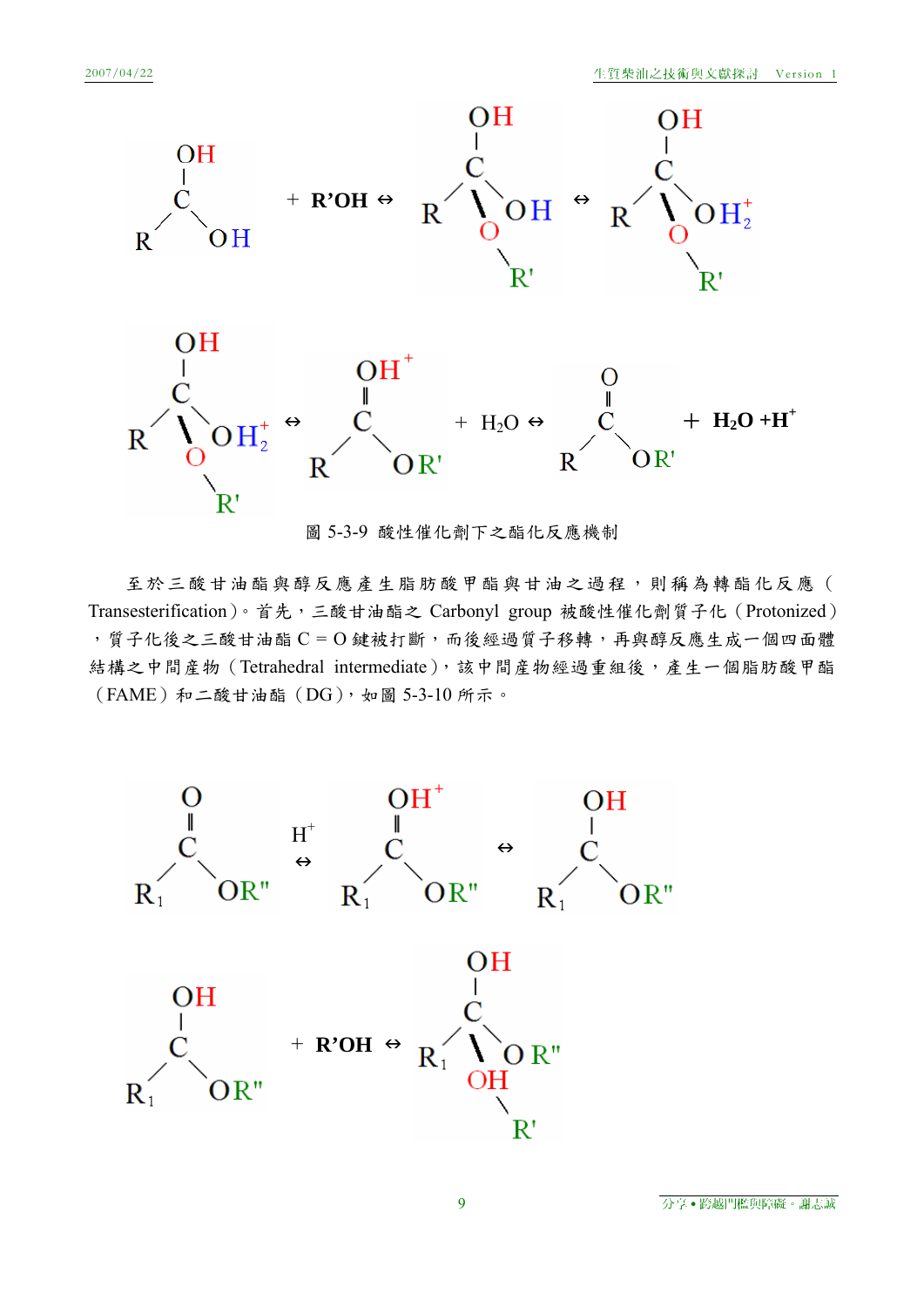圖 5-3-9 酸性催化劑下之酯化反應機制

至於三酸甘油酯與醇反應產生脂肪酸甲酯與甘油之過程，則稱為轉酯化反應（Transesterification）。首先，三酸甘油酯之 Carbonyl group 被酸性催化劑質子化（Protonized），質子化後之三酸甘油酯 C = O 鍵被打斷，而後經過質子移轉，再與醇反應生成一個四面體結構之中間產物（Tetrahedral intermediate），該中間產物經過重組後，產生一個脂肪酸甲酯（FAME）和二酸甘油酯（DG），如圖 5-3-10 所示。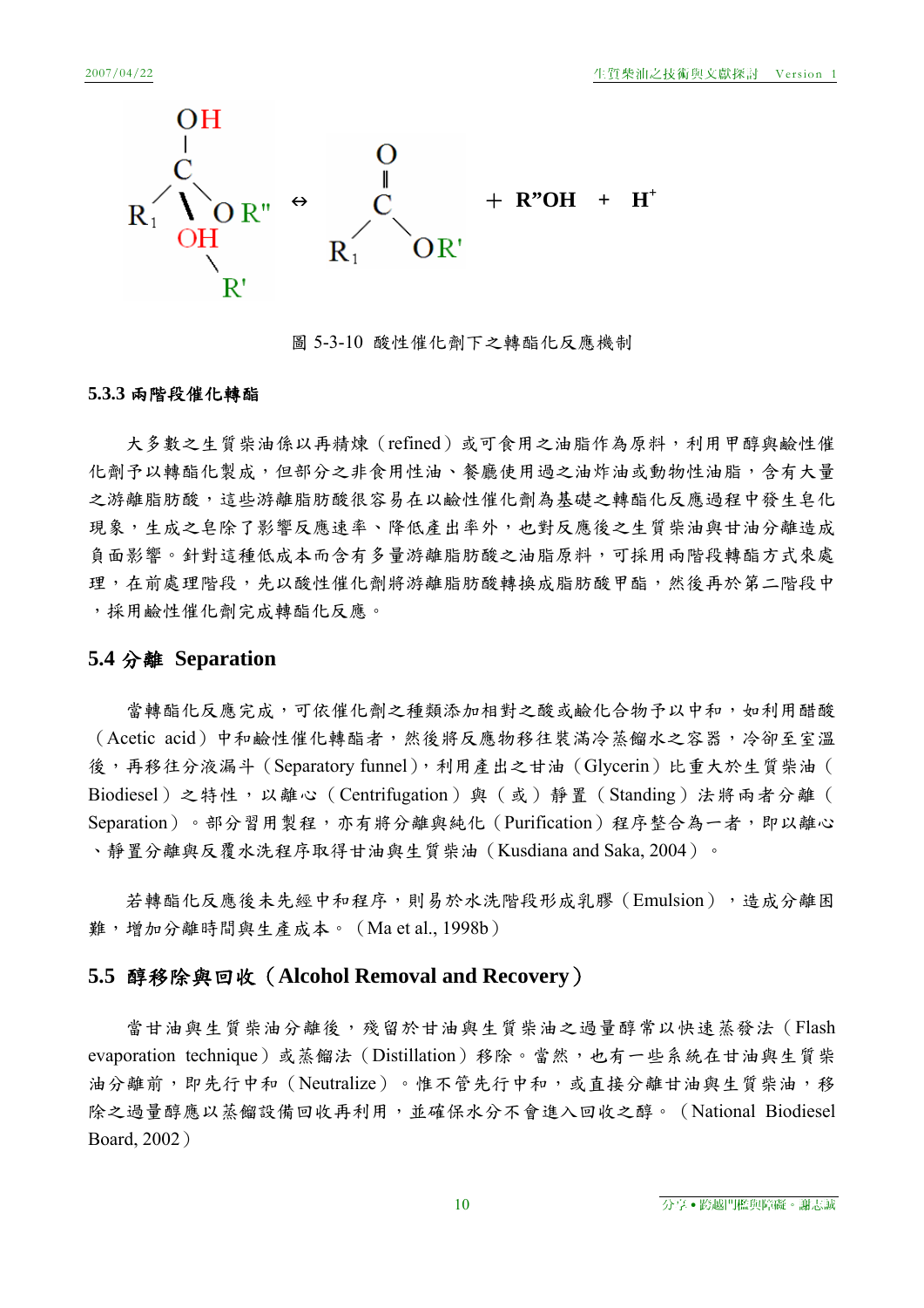圖 5-3-10 酸性催化劑下之轉酯化反應機制

### 5.3.3 兩階段催化轉酯

大多數之生質柴油係以再精煉（refined）或可食用之油脂作為原料，利用甲醇與鹼性催化劑予以轉酯化製成，但部分之非食用性油、餐廳使用過之油炸油或動物性油脂，含有大量之游離脂肪酸，這些游離脂肪酸很容易在以鹼性催化劑為基礎之轉酯化反應過程中發生皂化現象，生成之皂除了影響反應速率、降低產出率外，也對反應後之生質柴油與甘油分離造成負面影響。針對這種低成本而含有多量游離脂肪酸之油脂原料，可採用兩階段轉酯方式來處理，在前處理階段，先以酸性催化劑將游離脂肪酸轉換成脂肪酸甲酯，然後再於第二階段中，採用鹼性催化劑完成轉酯化反應。

## 5.4 分離 Separation

當轉酯化反應完成，可依催化劑之種類添加相對之酸或鹼化合物予以中和，如利用醋酸（Acetic acid）中和鹼性催化轉酯者，然後將反應物移往裝滿冷蒸餾水之容器，冷卻至室溫後，再移往分液漏斗（Separatory funnel），利用產出之甘油（Glycerin）比重大於生質柴油（Biodiesel）之特性，以離心（Centrifugation）與（或）靜置（Standing）法將兩者分離（Separation）。部分習用製程，亦有將分離與純化（Purification）程序整合為一者，即以離心、靜置分離與反覆水洗程序取得甘油與生質柴油（Kusdiana and Saka, 2004）。

若轉酯化反應後未先經中和程序，則易於水洗階段形成乳膠（Emulsion），造成分離困難，增加分離時間與生產成本。（Ma et al., 1998b）

## 5.5 醇移除與回收（Alcohol Removal and Recovery）

當甘油與生質柴油分離後，殘留於甘油與生質柴油之過量醇常以快速蒸發法（Flash evaporation technique）或蒸餾法（Distillation）移除。當然，也有一些系統在甘油與生質柴油分離前，即先行中和（Neutralize）。惟不管先行中和，或直接分離甘油與生質柴油，移除之過量醇應以蒸餾設備回收再利用，並確保水分不會進入回收之醇。（National Biodiesel Board, 2002）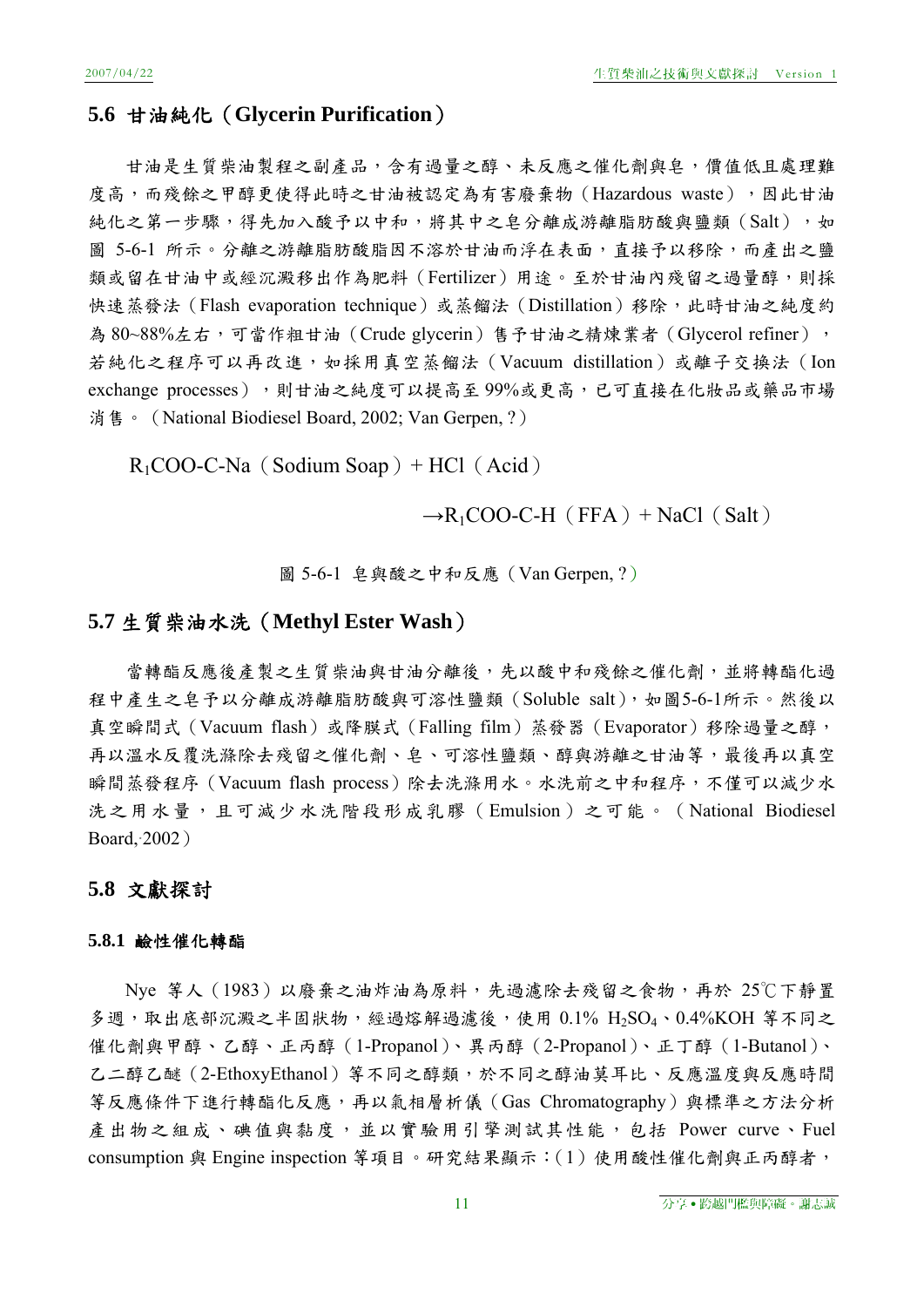## 5.6 甘油純化（Glycerin Purification）

甘油是生質柴油製程之副產品，含有過量之醇、未反應之催化劑與皂，價值低且處理難度高，而殘餘之甲醇更使得此時之甘油被認定為有害廢棄物（Hazardous waste），因此甘油純化之第一步驟，得先加入酸予以中和，將其中之皂分離成游離脂肪酸與鹽類（Salt），如圖 5-6-1 所示。分離之游離脂肪酸脂因不溶於甘油而浮在表面，直接予以移除，而產出之鹽類或留在甘油中或經沉澱移出作為肥料（Fertilizer）用途。至於甘油內殘留之過量醇，則採快速蒸發法（Flash evaporation technique）或蒸餾法（Distillation）移除，此時甘油之純度約為 80~88%左右，可當作粗甘油（Crude glycerin）售予甘油之精煉業者（Glycerol refiner），若純化之程序可以再改進，如採用真空蒸餾法（Vacuum distillation）或離子交換法（Ion exchange processes），則甘油之純度可以提高至 99%或更高，已可直接在化妝品或藥品市場消售。（National Biodiesel Board, 2002; Van Gerpen, ?）

$R_1$COO-C-Na（Sodium Soap）+ HCl（Acid）

→$R_1$COO-C-H（FFA）+ NaCl（Salt）

圖 5-6-1 皂與酸之中和反應（Van Gerpen, ?）

## 5.7 生質柴油水洗（Methyl Ester Wash）

當轉酯反應後產製之生質柴油與甘油分離後，先以酸中和殘餘之催化劑，並將轉酯化過程中產生之皂予以分離成游離脂肪酸與可溶性鹽類（Soluble salt），如圖5-6-1所示。然後以真空瞬間式（Vacuum flash）或降膜式（Falling film）蒸發器（Evaporator）移除過量之醇，再以溫水反覆洗滌除去殘留之催化劑、皂、可溶性鹽類、醇與游離之甘油等，最後再以真空瞬間蒸發程序（Vacuum flash process）除去洗滌用水。水洗前之中和程序，不僅可以減少水洗之用水量，且可減少水洗階段形成乳膠（Emulsion）之可能。（National Biodiesel Board, 2002）

## 5.8 文獻探討

### 5.8.1 鹼性催化轉酯

Nye 等人（1983）以廢棄之油炸油為原料，先過濾除去殘留之食物，再於 25℃下靜置多週，取出底部沉澱之半固狀物，經過熔解過濾後，使用 0.1% $H_2SO_4$、0.4%KOH 等不同之催化劑與甲醇、乙醇、正丙醇（1-Propanol）、異丙醇（2-Propanol）、正丁醇（1-Butanol）、乙二醇乙醚（2-EthoxyEthanol）等不同之醇類，於不同之醇油莫耳比、反應溫度與反應時間等反應條件下進行轉酯化反應，再以氣相層析儀（Gas Chromatography）與標準之方法分析產出物之組成、碘值與黏度，並以實驗用引擎測試其性能，包括 Power curve、Fuel consumption 與 Engine inspection 等項目。研究結果顯示：(1) 使用酸性催化劑與正丙醇者，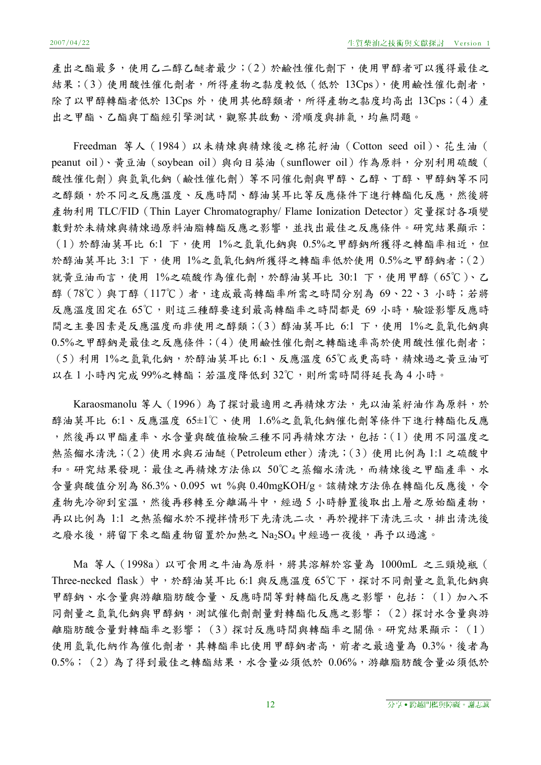產出之酯最多，使用乙二醇乙醚者最少；(2) 於鹼性催化劑下，使用甲醇者可以獲得最佳之結果；(3) 使用酸性催化劑者，所得產物之黏度較低（低於 13Cps），使用鹼性催化劑者，除了以甲醇轉酯者低於 13Cps 外，使用其他醇類者，所得產物之黏度均高出 13Cps；(4) 產出之甲酯、乙酯與丁酯經引擎測試，觀察其啟動、滑順度與排氣，均無問題。

Freedman 等人（1984）以未精煉與精煉後之棉花籽油（Cotton seed oil）、花生油（peanut oil）、黃豆油（soybean oil）與向日葵油（sunflower oil）作為原料，分別利用硫酸（酸性催化劑）與氫氧化鈉（鹼性催化劑）等不同催化劑與甲醇、乙醇、丁醇、甲醇鈉等不同之醇類，於不同之反應溫度、反應時間、醇油莫耳比等反應條件下進行轉酯化反應，然後將產物利用 TLC/FID（Thin Layer Chromatography/ Flame Ionization Detector）定量探討各項變數對於未精煉與精煉過原料油脂轉酯反應之影響，並找出最佳之反應條件。研究結果顯示：(1) 於醇油莫耳比 6:1 下，使用 1%之氫氧化鈉與 0.5%之甲醇鈉所獲得之轉酯率相近，但於醇油莫耳比 3:1 下，使用 1%之氫氧化鈉所獲得之轉酯率低於使用 0.5%之甲醇鈉者；(2) 就黃豆油而言，使用 1%之硫酸作為催化劑，於醇油莫耳比 30:1 下，使用甲醇（65℃）、乙醇（78℃）與丁醇（117℃）者，達成最高轉酯率所需之時間分別為 69、22、3 小時；若將反應溫度固定在 65℃，則這三種醇要達到最高轉酯率之時間都是 69 小時，驗證影響反應時間之主要因素是反應溫度而非使用之醇類；(3) 醇油莫耳比 6:1 下，使用 1%之氫氧化鈉與 0.5%之甲醇鈉是最佳之反應條件；(4) 使用鹼性催化劑之轉酯速率高於使用酸性催化劑者；(5) 利用 1%之氫氧化鈉，於醇油莫耳比 6:1、反應溫度 65℃或更高時，精煉過之黃豆油可以在 1 小時內完成 99%之轉酯；若溫度降低到 32℃，則所需時間得延長為 4 小時。

Karaosmanolu 等人（1996）為了探討最適用之再精煉方法，先以油菜籽油作為原料，於醇油莫耳比 6:1、反應溫度 65±1℃、使用 1.6%之氫氧化鈉催化劑等條件下進行轉酯化反應，然後再以甲酯產率、水含量與酸值檢驗三種不同再精煉方法，包括：(1) 使用不同溫度之熱蒸餾水清洗；(2) 使用水與石油醚（Petroleum ether）清洗；(3) 使用比例為 1:1 之硫酸中和。研究結果發現：最佳之再精煉方法係以 50℃之蒸餾水清洗，而精煉後之甲酯產率、水含量與酸值分別為 86.3%、0.095 wt %與 0.40mgKOH/g。該精煉方法係在轉酯化反應後，令產物先冷卻到室溫，然後再移轉至分離漏斗中，經過 5 小時靜置後取出上層之原始酯產物，再以比例為 1:1 之熱蒸餾水於不攪拌情形下先清洗二次，再於攪拌下清洗三次，排出清洗後之廢水後，將留下來之酯產物留置於加熱之 $Na_2SO_4$ 中經過一夜後，再予以過濾。

Ma 等人（1998a）以可食用之牛油為原料，將其溶解於容量為 1000mL 之三頸燒瓶（Three-necked flask）中，於醇油莫耳比 6:1 與反應溫度 65℃下，探討不同劑量之氫氧化鈉與甲醇鈉、水含量與游離脂肪酸含量、反應時間等對轉酯化反應之影響，包括：(1) 加入不同劑量之氫氧化鈉與甲醇鈉，測試催化劑劑量對轉酯化反應之影響；(2) 探討水含量與游離脂肪酸含量對轉酯率之影響；(3) 探討反應時間與轉酯率之關係。研究結果顯示：(1) 使用氫氧化納作為催化劑者，其轉酯率比使用甲醇鈉者高，前者之最適量為 0.3%，後者為 0.5%；(2) 為了得到最佳之轉酯結果，水含量必須低於 0.06%，游離脂肪酸含量必須低於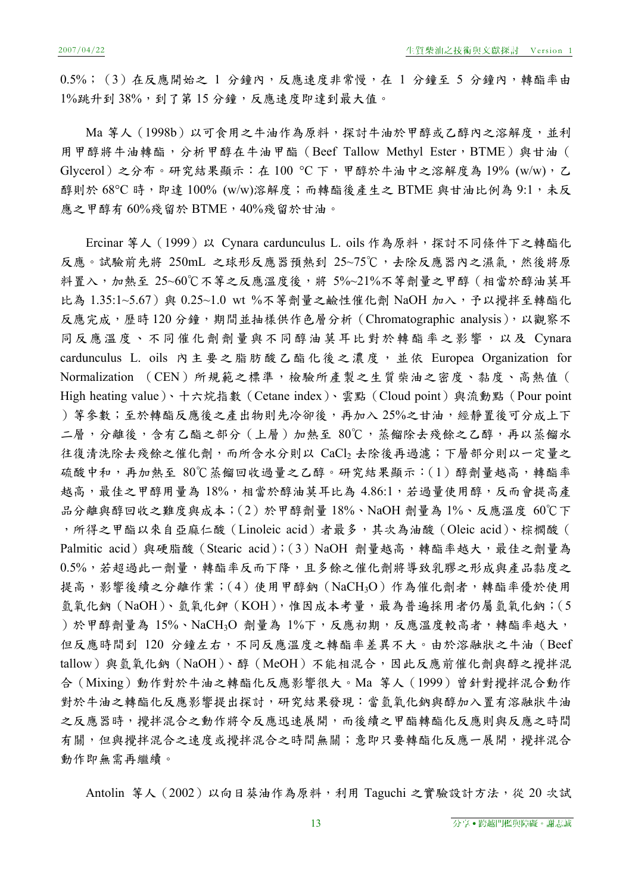0.5%；（3）在反應開始之 1 分鐘內，反應速度非常慢，在 1 分鐘至 5 分鐘內，轉酯率由 1%跳升到 38%，到了第 15 分鐘，反應速度即達到最大值。

Ma 等人（1998b）以可食用之牛油作為原料，探討牛油於甲醇或乙醇內之溶解度，並利用甲醇將牛油轉酯，分析甲醇在牛油甲酯（Beef Tallow Methyl Ester，BTME）與甘油（Glycerol）之分布。研究結果顯示：在 100 °C 下，甲醇於牛油中之溶解度為 19% (w/w)，乙醇則於 68°C 時，即達 100% (w/w)溶解度；而轉酯後產生之 BTME 與甘油比例為 9:1，未反應之甲醇有 60%殘留於 BTME，40%殘留於甘油。

Ercinar 等人（1999）以 Cynara cardunculus L. oils 作為原料，探討不同條件下之轉酯化反應。試驗前先將 250mL 之球形反應器預熱到 25~75℃，去除反應器內之濕氣，然後將原料置入，加熱至 25~60℃不等之反應溫度後，將 5%~21%不等劑量之甲醇（相當於醇油莫耳比為 1.35:1~5.67）與 0.25~1.0 wt %不等劑量之鹼性催化劑 NaOH 加入，予以攪拌至轉酯化反應完成，歷時 120 分鐘，期間並抽樣供作色層分析（Chromatographic analysis），以觀察不同反應溫度、不同催化劑劑量與不同醇油莫耳比對於轉酯率之影響，以及 Cynara cardunculus L. oils 內主要之脂肪酸乙酯化後之濃度，並依 Europea Organization for Normalization （CEN）所規範之標準，檢驗所產製之生質柴油之密度、黏度、高熱值（High heating value）、十六烷指數（Cetane index）、雲點（Cloud point）與流動點（Pour point）等參數；至於轉酯反應後之產出物則先冷卻後，再加入 25%之甘油，經靜置後可分成上下二層，分離後，含有乙酯之部分（上層）加熱至 80℃，蒸餾除去殘餘之乙醇，再以蒸餾水往復清洗除去殘餘之催化劑，而所含水分則以 $CaCl_2$ 去除後再過濾；下層部分則以一定量之硫酸中和，再加熱至 80℃蒸餾回收過量之乙醇。研究結果顯示：（1）醇劑量越高，轉酯率越高，最佳之甲醇用量為 18%，相當於醇油莫耳比為 4.86:1，若過量使用醇，反而會提高產品分離與醇回收之難度與成本；（2）於甲醇劑量 18%、NaOH 劑量為 1%、反應溫度 60℃下，所得之甲酯以來自亞麻仁酸（Linoleic acid）者最多，其次為油酸（Oleic acid）、棕櫚酸（Palmitic acid）與硬脂酸（Stearic acid）；（3）NaOH 劑量越高，轉酯率越大，最佳之劑量為 0.5%，若超過此一劑量，轉酯率反而下降，且多餘之催化劑將導致乳膠之形成與產品黏度之提高，影響後續之分離作業；（4）使用甲醇鈉（$NaCH_3O$）作為催化劑者，轉酯率優於使用氫氧化鈉（NaOH）、氫氧化鉀（KOH），惟因成本考量，最為普遍採用者仍屬氫氧化鈉；（5）於甲醇劑量為 15%、$NaCH_3O$ 劑量為 1%下，反應初期，反應溫度較高者，轉酯率越大，但反應時間到 120 分鐘左右，不同反應溫度之轉酯率差異不大。由於溶融狀之牛油（Beef tallow）與氫氧化鈉（NaOH）、醇（MeOH）不能相混合，因此反應前催化劑與醇之攪拌混合（Mixing）動作對於牛油之轉酯化反應影響很大。Ma 等人（1999）曾針對攪拌混合動作對於牛油之轉酯化反應影響提出探討，研究結果發現：當氫氧化鈉與醇加入置有溶融狀牛油之反應器時，攪拌混合之動作將令反應迅速展開，而後續之甲酯轉酯化反應則與反應之時間有關，但與攪拌混合之速度或攪拌混合之時間無關；意即只要轉酯化反應一展開，攪拌混合動作即無需再繼續。

Antolin 等人（2002）以向日葵油作為原料，利用 Taguchi 之實驗設計方法，從 20 次試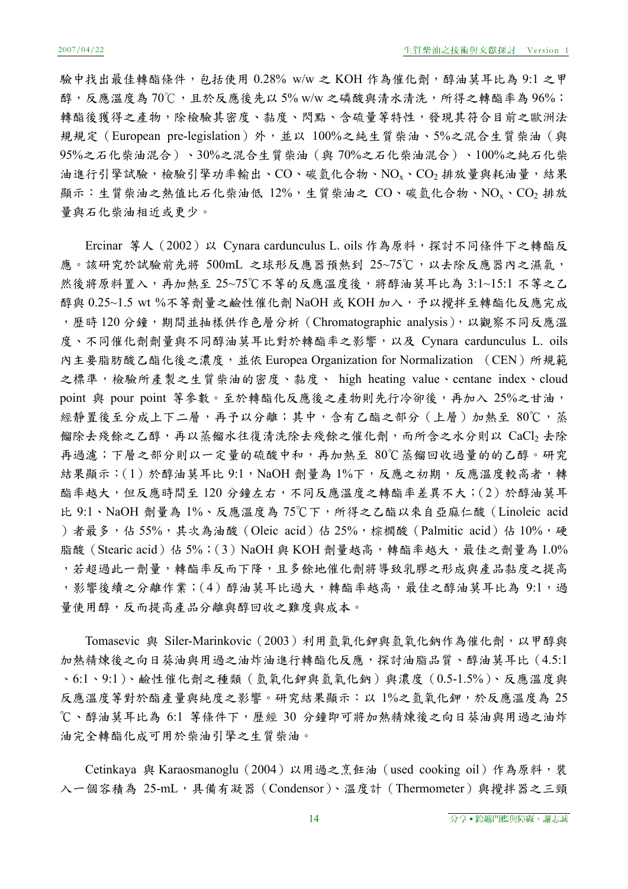驗中找出最佳轉酯條件，包括使用 0.28% w/w 之 KOH 作為催化劑，醇油莫耳比為 9:1 之甲醇，反應溫度為 70℃，且於反應後先以 5% w/w 之磷酸與清水清洗，所得之轉酯率為 96%；轉酯後獲得之產物，除檢驗其密度、黏度、閃點、含硫量等特性，發現其符合目前之歐洲法規規定（European pre-legislation）外，並以 100%之純生質柴油、5%之混合生質柴油（與 95%之石化柴油混合）、30%之混合生質柴油（與 70%之石化柴油混合）、100%之純石化柴油進行引擎試驗，檢驗引擎功率輸出、CO、碳氫化合物、$NO_x$、$CO_2$ 排放量與耗油量，結果顯示：生質柴油之熱值比石化柴油低 12%，生質柴油之 CO、碳氫化合物、$NO_x$、$CO_2$ 排放量與石化柴油相近或更少。

Ercinar 等人（2002）以 Cynara cardunculus L. oils 作為原料，探討不同條件下之轉酯反應。該研究於試驗前先將 500mL 之球形反應器預熱到 25~75℃，以去除反應器內之濕氣，然後將原料置入，再加熱至 25~75℃不等的反應溫度後，將醇油莫耳比為 3:1~15:1 不等之乙醇與 0.25~1.5 wt %不等劑量之鹼性催化劑 NaOH 或 KOH 加入，予以攪拌至轉酯化反應完成，歷時 120 分鐘，期間並抽樣供作色層分析（Chromatographic analysis），以觀察不同反應溫度、不同催化劑劑量與不同醇油莫耳比對於轉酯率之影響，以及 Cynara cardunculus L. oils 內主要脂肪酸乙酯化後之濃度，並依 Europea Organization for Normalization （CEN）所規範之標準，檢驗所產製之生質柴油的密度、黏度、 high heating value、centane index、cloud point 與 pour point 等參數。至於轉酯化反應後之產物則先行冷卻後，再加入 25%之甘油，經靜置後至分成上下二層，再予以分離；其中，含有乙酯之部分（上層）加熱至 80℃，蒸餾除去殘餘之乙醇，再以蒸餾水往復清洗除去殘餘之催化劑，而所含之水分則以 $CaCl_2$ 去除再過濾；下層之部分則以一定量的硫酸中和，再加熱至 80℃蒸餾回收過量的的乙醇。研究結果顯示：(1) 於醇油莫耳比 9:1，NaOH 劑量為 1%下，反應之初期，反應溫度較高者，轉酯率越大，但反應時間至 120 分鐘左右，不同反應溫度之轉酯率差異不大；(2) 於醇油莫耳比 9:1、NaOH 劑量為 1%、反應溫度為 75℃下，所得之乙酯以來自亞麻仁酸（Linoleic acid）者最多，佔 55%，其次為油酸（Oleic acid）佔 25%，棕櫚酸（Palmitic acid）佔 10%，硬脂酸（Stearic acid）佔 5%；(3) NaOH 與 KOH 劑量越高，轉酯率越大，最佳之劑量為 1.0%，若超過此一劑量，轉酯率反而下降，且多餘地催化劑將導致乳膠之形成與產品黏度之提高，影響後續之分離作業；(4) 醇油莫耳比過大，轉酯率越高，最佳之醇油莫耳比為 9:1，過量使用醇，反而提高產品分離與醇回收之難度與成本。

Tomasevic 與 Siler-Marinkovic（2003）利用氫氧化鉀與氫氧化鈉作為催化劑，以甲醇與加熱精煉後之向日葵油與用過之油炸油進行轉酯化反應，探討油脂品質、醇油莫耳比（4.5:1、6:1、9:1）、鹼性催化劑之種類（氫氧化鉀與氫氧化鈉）與濃度（0.5-1.5%）、反應溫度與反應溫度等對於酯產量與純度之影響。研究結果顯示：以 1%之氫氧化鉀，於反應溫度為 25℃、醇油莫耳比為 6:1 等條件下，歷經 30 分鐘即可將加熱精煉後之向日葵油與用過之油炸油完全轉酯化成可用於柴油引擎之生質柴油。

Cetinkaya 與 Karaosmanoglu（2004）以用過之烹飪油（used cooking oil）作為原料，裝入一個容積為 25-mL，具備有凝器（Condensor）、溫度計（Thermometer）與攪拌器之三頸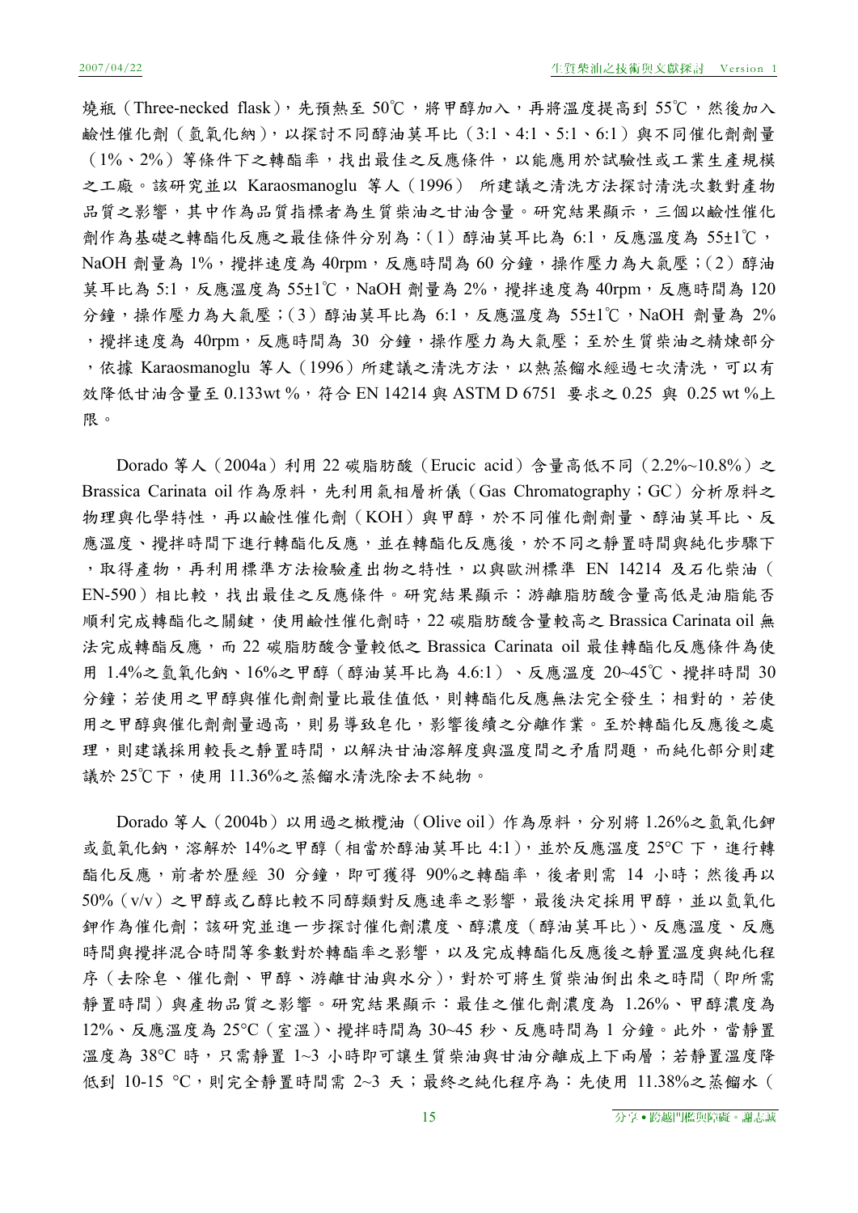燒瓶（Three-necked flask），先預熱至 50℃，將甲醇加入，再將溫度提高到 55℃，然後加入鹼性催化劑（氫氧化納），以探討不同醇油莫耳比（3:1、4:1、5:1、6:1）與不同催化劑劑量（1%、2%）等條件下之轉酯率，找出最佳之反應條件，以能應用於試驗性或工業生產規模之工廠。該研究並以 Karaosmanoglu 等人（1996） 所建議之清洗方法探討清洗次數對產物品質之影響，其中作為品質指標者為生質柴油之甘油含量。研究結果顯示，三個以鹼性催化劑作為基礎之轉酯化反應之最佳條件分別為：(1）醇油莫耳比為 6:1，反應溫度為 55±1℃，NaOH 劑量為 1%，攪拌速度為 40rpm，反應時間為 60 分鐘，操作壓力為大氣壓；(2）醇油莫耳比為 5:1，反應溫度為 55±1℃，NaOH 劑量為 2%，攪拌速度為 40rpm，反應時間為 120 分鐘，操作壓力為大氣壓；(3）醇油莫耳比為 6:1，反應溫度為 55±1℃，NaOH 劑量為 2%，攪拌速度為 40rpm，反應時間為 30 分鐘，操作壓力為大氣壓；至於生質柴油之精煉部分，依據 Karaosmanoglu 等人（1996）所建議之清洗方法，以熱蒸餾水經過七次清洗，可以有效降低甘油含量至 0.133wt %，符合 EN 14214 與 ASTM D 6751 要求之 0.25 與 0.25 wt %上限。

Dorado 等人（2004a）利用 22 碳脂肪酸（Erucic acid）含量高低不同（2.2%~10.8%）之 Brassica Carinata oil 作為原料，先利用氣相層析儀（Gas Chromatography；GC）分析原料之物理與化學特性，再以鹼性催化劑（KOH）與甲醇，於不同催化劑劑量、醇油莫耳比、反應溫度、攪拌時間下進行轉酯化反應，並在轉酯化反應後，於不同之靜置時間與純化步驟下，取得產物，再利用標準方法檢驗產出物之特性，以與歐洲標準 EN 14214 及石化柴油（EN-590）相比較，找出最佳之反應條件。研究結果顯示：游離脂肪酸含量高低是油脂能否順利完成轉酯化之關鍵，使用鹼性催化劑時，22 碳脂肪酸含量較高之 Brassica Carinata oil 無法完成轉酯反應，而 22 碳脂肪酸含量較低之 Brassica Carinata oil 最佳轉酯化反應條件為使用 1.4%之氫氧化鈉、16%之甲醇（醇油莫耳比為 4.6:1）、反應溫度 20~45℃、攪拌時間 30 分鐘；若使用之甲醇與催化劑劑量比最佳值低，則轉酯化反應無法完全發生；相對的，若使用之甲醇與催化劑劑量過高，則易導致皂化，影響後續之分離作業。至於轉酯化反應後之處理，則建議採用較長之靜置時間，以解決甘油溶解度與溫度間之矛盾問題，而純化部分則建議於 25℃下，使用 11.36%之蒸餾水清洗除去不純物。

Dorado 等人（2004b）以用過之橄欖油（Olive oil）作為原料，分別將 1.26%之氫氧化鉀或氫氧化鈉，溶解於 14%之甲醇（相當於醇油莫耳比 4:1），並於反應溫度 25°C 下，進行轉酯化反應，前者於歷經 30 分鐘，即可獲得 90%之轉酯率，後者則需 14 小時；然後再以 50%（v/v）之甲醇或乙醇比較不同醇類對反應速率之影響，最後決定採用甲醇，並以氫氧化鉀作為催化劑；該研究並進一步探討催化劑濃度、醇濃度（醇油莫耳比）、反應溫度、反應時間與攪拌混合時間等參數對於轉酯率之影響，以及完成轉酯化反應後之靜置溫度與純化程序（去除皂、催化劑、甲醇、游離甘油與水分），對於可將生質柴油倒出來之時間（即所需靜置時間）與產物品質之影響。研究結果顯示：最佳之催化劑濃度為 1.26%、甲醇濃度為 12%、反應溫度為 25°C（室溫）、攪拌時間為 30~45 秒、反應時間為 1 分鐘。此外，當靜置溫度為 38°C 時，只需靜置 1~3 小時即可讓生質柴油與甘油分離成上下兩層；若靜置溫度降低到 10-15 °C，則完全靜置時間需 2~3 天；最終之純化程序為：先使用 11.38%之蒸餾水（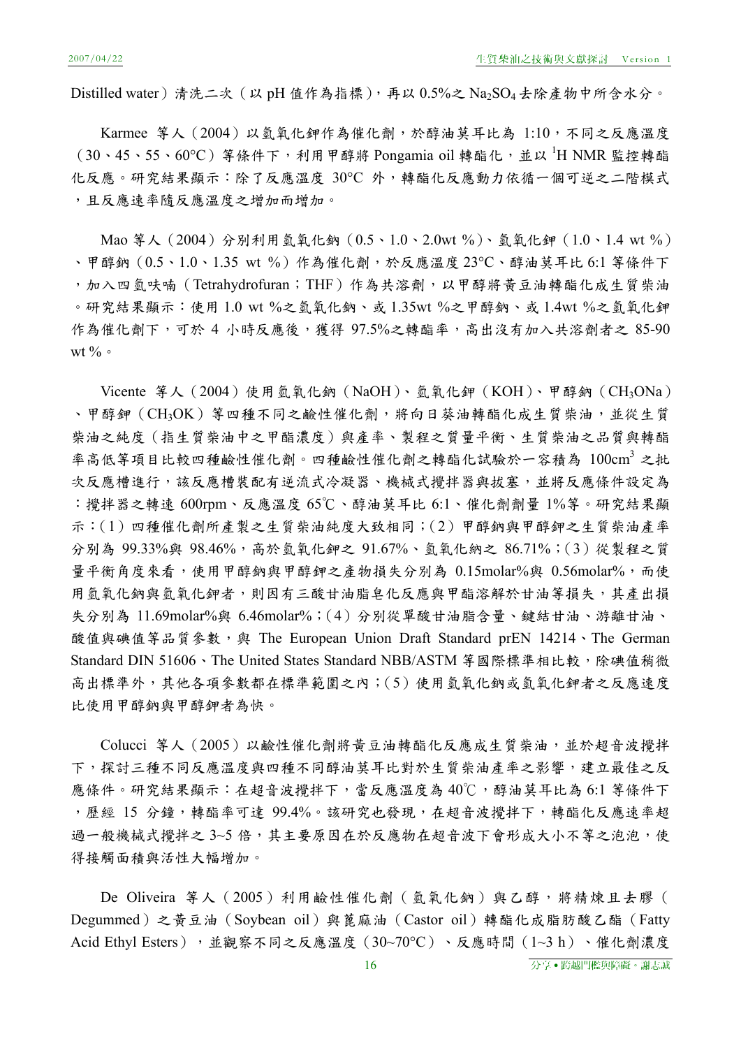Distilled water）清洗二次（以 pH 值作為指標），再以 0.5%之 $Na_2SO_4$ 去除產物中所含水分。

Karmee 等人（2004）以氫氧化鉀作為催化劑，於醇油莫耳比為 1:10，不同之反應溫度（30、45、55、60°C）等條件下，利用甲醇將 Pongamia oil 轉酯化，並以 $^1$H NMR 監控轉酯化反應。研究結果顯示：除了反應溫度 30°C 外，轉酯化反應動力依循一個可逆之二階模式，且反應速率隨反應溫度之增加而增加。

Mao 等人（2004）分別利用氫氧化鈉（0.5、1.0、2.0wt %）、氫氧化鉀（1.0、1.4 wt %）、甲醇鈉（0.5、1.0、1.35 wt %）作為催化劑，於反應溫度 23°C、醇油莫耳比 6:1 等條件下，加入四氫呋喃（Tetrahydrofuran；THF）作為共溶劑，以甲醇將黃豆油轉酯化成生質柴油。研究結果顯示：使用 1.0 wt %之氫氧化鈉、或 1.35wt %之甲醇鈉、或 1.4wt %之氫氧化鉀作為催化劑下，可於 4 小時反應後，獲得 97.5%之轉酯率，高出沒有加入共溶劑者之 85-90 wt %。

Vicente 等人（2004）使用氫氧化鈉（NaOH）、氫氧化鉀（KOH）、甲醇鈉（$CH_3ONa$）、甲醇鉀（$CH_3OK$）等四種不同之鹼性催化劑，將向日葵油轉酯化成生質柴油，並從生質柴油之純度（指生質柴油中之甲酯濃度）與產率、製程之質量平衡、生質柴油之品質與轉酯率高低等項目比較四種鹼性催化劑。四種鹼性催化劑之轉酯化試驗於一容積為 100cm$^3$ 之批次反應槽進行，該反應槽裝配有逆流式冷凝器、機械式攪拌器與拔塞，並將反應條件設定為：攪拌器之轉速 600rpm、反應溫度 65℃、醇油莫耳比 6:1、催化劑劑量 1%等。研究結果顯示：（1）四種催化劑所產製之生質柴油純度大致相同；（2）甲醇鈉與甲醇鉀之生質柴油產率分別為 99.33%與 98.46%，高於氫氧化鉀之 91.67%、氫氧化納之 86.71%；（3）從製程之質量平衡角度來看，使用甲醇鈉與甲醇鉀之產物損失分別為 0.15molar%與 0.56molar%，而使用氫氧化鈉與氫氧化鉀者，則因有三酸甘油脂皂化反應與甲酯溶解於甘油等損失，其產出損失分別為 11.69molar%與 6.46molar%；（4）分別從單酸甘油脂含量、鍵結甘油、游離甘油、酸值與碘值等品質參數，與 The European Union Draft Standard prEN 14214、The German Standard DIN 51606、The United States Standard NBB/ASTM 等國際標準相比較，除碘值稍微高出標準外，其他各項參數都在標準範圍之內；（5）使用氫氧化鈉或氫氧化鉀者之反應速度比使用甲醇鈉與甲醇鉀者為快。

Colucci 等人（2005）以鹼性催化劑將黃豆油轉酯化反應成生質柴油，並於超音波攪拌下，探討三種不同反應溫度與四種不同醇油莫耳比對於生質柴油產率之影響，建立最佳之反應條件。研究結果顯示：在超音波攪拌下，當反應溫度為 40℃，醇油莫耳比為 6:1 等條件下，歷經 15 分鐘，轉酯率可達 99.4%。該研究也發現，在超音波攪拌下，轉酯化反應速率超過一般機械式攪拌之 3~5 倍，其主要原因在於反應物在超音波下會形成大小不等之泡泡，使得接觸面積與活性大幅增加。

De Oliveira 等人（2005）利用鹼性催化劑（氫氧化鈉）與乙醇，將精煉且去膠（Degummed）之黃豆油（Soybean oil）與蓖麻油（Castor oil）轉酯化成脂肪酸乙酯（Fatty Acid Ethyl Esters），並觀察不同之反應溫度（30~70°C）、反應時間（1~3 h）、催化劑濃度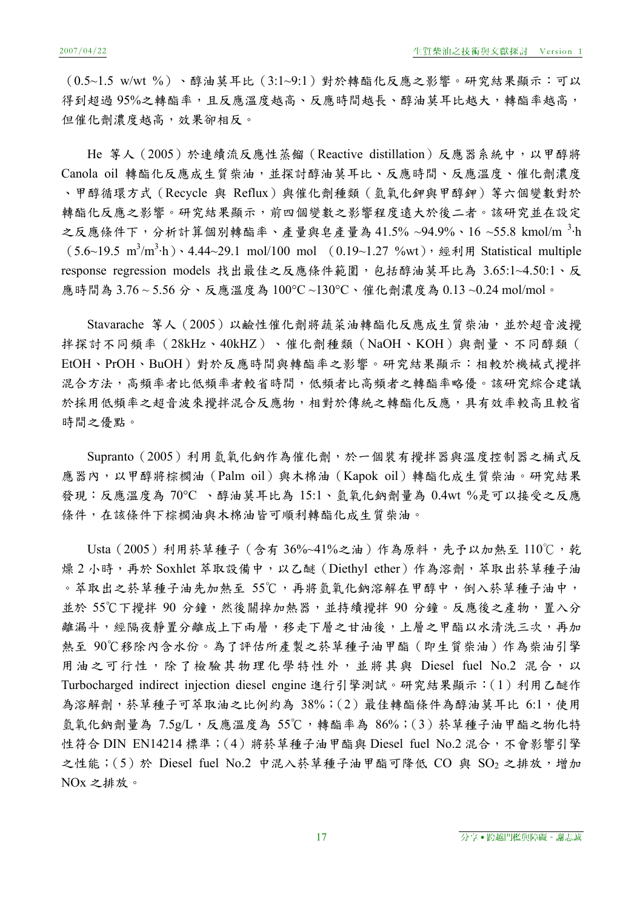（0.5~1.5 w/wt %）、醇油莫耳比（3:1~9:1）對於轉酯化反應之影響。研究結果顯示：可以得到超過 95%之轉酯率，且反應溫度越高、反應時間越長、醇油莫耳比越大，轉酯率越高，但催化劑濃度越高，效果卻相反。

He 等人（2005）於連續流反應性蒸餾（Reactive distillation）反應器系統中，以甲醇將 Canola oil 轉酯化反應成生質柴油，並探討醇油莫耳比、反應時間、反應溫度、催化劑濃度、甲醇循環方式（Recycle 與 Reflux）與催化劑種類（氫氧化鉀與甲醇鉀）等六個變數對於轉酯化反應之影響。研究結果顯示，前四個變數之影響程度遠大於後二者。該研究並在設定之反應條件下，分析計算個別轉酯率、產量與皂產量為 41.5% ~94.9%、16 ~55.8 kmol/m $^3$·h（5.6~19.5 $m^3/m^3$·h）、4.44~29.1 mol/100 mol （0.19~1.27 %wt），經利用 Statistical multiple response regression models 找出最佳之反應條件範圍，包括醇油莫耳比為 3.65:1~4.50:1、反應時間為 3.76 ~ 5.56 分、反應溫度為 100°C ~130°C、催化劑濃度為 0.13 ~0.24 mol/mol。

Stavarache 等人（2005）以鹼性催化劑將蔬菜油轉酯化反應成生質柴油，並於超音波攪拌探討不同頻率（28kHz、40kHZ）、催化劑種類（NaOH、KOH）與劑量、不同醇類（EtOH、PrOH、BuOH）對於反應時間與轉酯率之影響。研究結果顯示：相較於機械式攪拌混合方法，高頻率者比低頻率者較省時間，低頻者比高頻者之轉酯率略優。該研究綜合建議於採用低頻率之超音波來攪拌混合反應物，相對於傳統之轉酯化反應，具有效率較高且較省時間之優點。

Supranto（2005）利用氫氧化鈉作為催化劑，於一個裝有攪拌器與溫度控制器之桶式反應器內，以甲醇將棕櫚油（Palm oil）與木棉油（Kapok oil）轉酯化成生質柴油。研究結果發現：反應溫度為 70°C 、醇油莫耳比為 15:1、氫氧化鈉劑量為 0.4wt %是可以接受之反應條件，在該條件下棕櫚油與木棉油皆可順利轉酯化成生質柴油。

Usta（2005）利用菸草種子（含有 36%~41%之油）作為原料，先予以加熱至 110℃，乾燥 2 小時，再於 Soxhlet 萃取設備中，以乙醚（Diethyl ether）作為溶劑，萃取出菸草種子油。萃取出之菸草種子油先加熱至 55℃，再將氫氧化鈉溶解在甲醇中，倒入菸草種子油中，並於 55℃下攪拌 90 分鐘，然後關掉加熱器，並持續攪拌 90 分鐘。反應後之產物，置入分離漏斗，經隔夜靜置分離成上下兩層，移走下層之甘油後，上層之甲酯以水清洗三次，再加熱至 90℃移除內含水份。為了評估所產製之菸草種子油甲酯（即生質柴油）作為柴油引擎用油之可行性，除了檢驗其物理化學特性外，並將其與 Diesel fuel No.2 混合，以 Turbocharged indirect injection diesel engine 進行引擎測試。研究結果顯示：（1）利用乙醚作為溶解劑，菸草種子可萃取油之比例約為 38%；（2）最佳轉酯條件為醇油莫耳比 6:1，使用氫氧化鈉劑量為 7.5g/L，反應溫度為 55℃，轉酯率為 86%；（3）菸草種子油甲酯之物化特性符合 DIN EN14214 標準；（4）將菸草種子油甲酯與 Diesel fuel No.2 混合，不會影響引擎之性能；（5）於 Diesel fuel No.2 中混入菸草種子油甲酯可降低 CO 與 $SO_2$ 之排放，增加 NOx 之排放。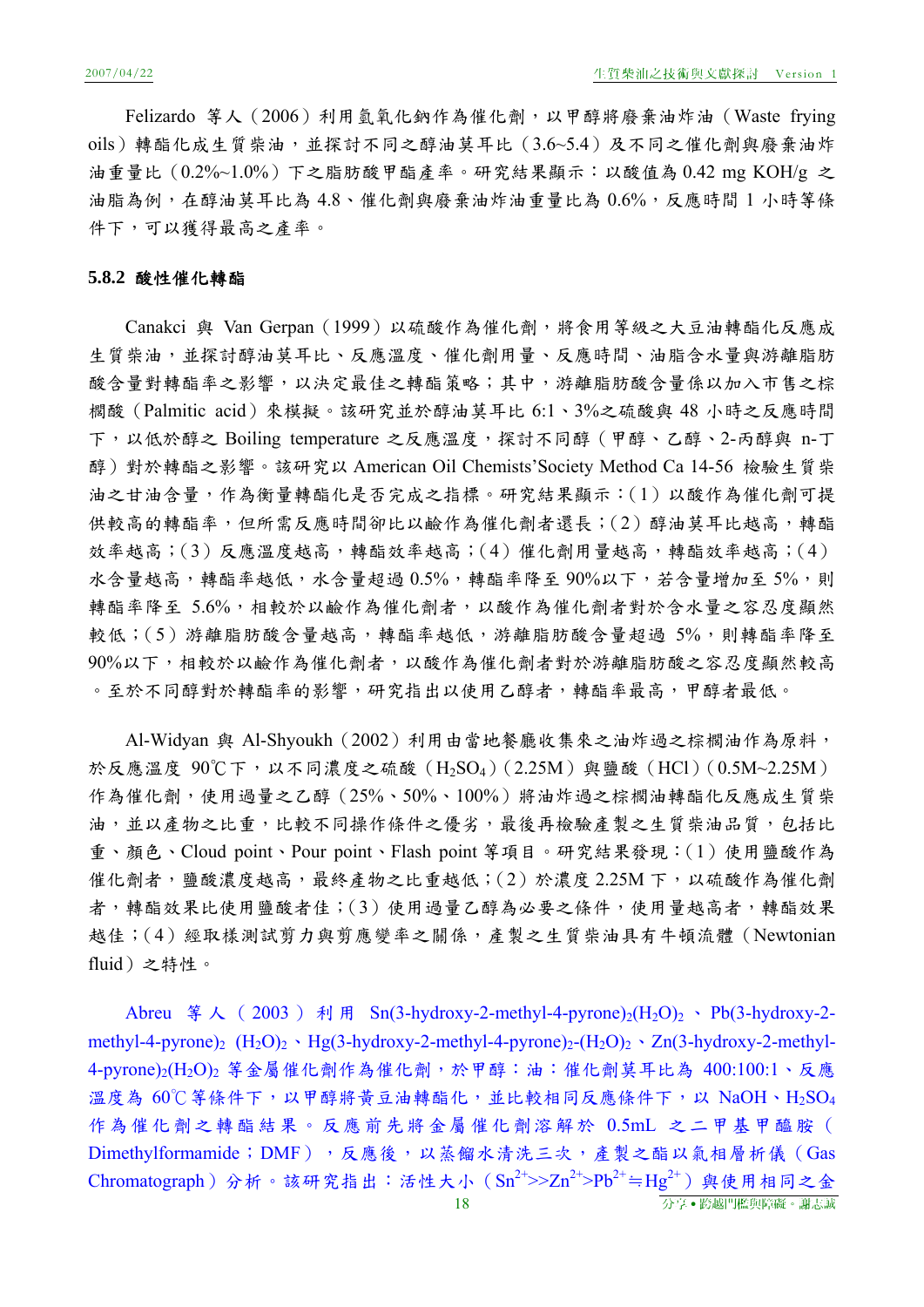Felizardo 等人（2006）利用氫氧化鈉作為催化劑，以甲醇將廢棄油炸油（Waste frying oils）轉酯化成生質柴油，並探討不同之醇油莫耳比（3.6~5.4）及不同之催化劑與廢棄油炸油重量比（0.2%~1.0%）下之脂肪酸甲酯產率。研究結果顯示：以酸值為 0.42 mg KOH/g 之油脂為例，在醇油莫耳比為 4.8、催化劑與廢棄油炸油重量比為 0.6%，反應時間 1 小時等條件下，可以獲得最高之產率。

### 5.8.2 酸性催化轉酯

Canakci 與 Van Gerpan（1999）以硫酸作為催化劑，將食用等級之大豆油轉酯化反應成生質柴油，並探討醇油莫耳比、反應溫度、催化劑用量、反應時間、油脂含水量與游離脂肪酸含量對轉酯率之影響，以決定最佳之轉酯策略；其中，游離脂肪酸含量係以加入市售之棕櫚酸（Palmitic acid）來模擬。該研究並於醇油莫耳比 6:1、3%之硫酸與 48 小時之反應時間下，以低於醇之 Boiling temperature 之反應溫度，探討不同醇（甲醇、乙醇、2-丙醇與 n-丁醇）對於轉酯之影響。該研究以 American Oil Chemists'Society Method Ca 14-56 檢驗生質柴油之甘油含量，作為衡量轉酯化是否完成之指標。研究結果顯示：(1) 以酸作為催化劑可提供較高的轉酯率，但所需反應時間卻比以鹼作為催化劑者還長；(2) 醇油莫耳比越高，轉酯效率越高；(3) 反應溫度越高，轉酯效率越高；(4) 催化劑用量越高，轉酯效率越高；(4) 水含量越高，轉酯率越低，水含量超過 0.5%，轉酯率降至 90%以下，若含量增加至 5%，則轉酯率降至 5.6%，相較於以鹼作為催化劑者，以酸作為催化劑者對於含水量之容忍度顯然較低；(5) 游離脂肪酸含量越高，轉酯率越低，游離脂肪酸含量超過 5%，則轉酯率降至 90%以下，相較於以鹼作為催化劑者，以酸作為催化劑者對於游離脂肪酸之容忍度顯然較高。至於不同醇對於轉酯率的影響，研究指出以使用乙醇者，轉酯率最高，甲醇者最低。

Al-Widyan 與 Al-Shyoukh（2002）利用由當地餐廳收集來之油炸過之棕櫚油作為原料，於反應溫度 90℃下，以不同濃度之硫酸（$H_2SO_4$）(2.25M) 與鹽酸（HCl）(0.5M~2.25M) 作為催化劑，使用過量之乙醇（25%、50%、100%）將油炸過之棕櫚油轉酯化反應成生質柴油，並以產物之比重，比較不同操作條件之優劣，最後再檢驗產製之生質柴油品質，包括比重、顏色、Cloud point、Pour point、Flash point 等項目。研究結果發現：(1) 使用鹽酸作為催化劑者，鹽酸濃度越高，最終產物之比重越低；(2) 於濃度 2.25M 下，以硫酸作為催化劑者，轉酯效果比使用鹽酸者佳；(3) 使用過量乙醇為必要之條件，使用量越高者，轉酯效果越佳；(4) 經取樣測試剪力與剪應變率之關係，產製之生質柴油具有牛頓流體（Newtonian fluid）之特性。

Abreu 等人（2003）利用 Sn(3-hydroxy-2-methyl-4-pyrone)$_2$($H_2O$)$_2$、Pb(3-hydroxy-2-methyl-4-pyrone)$_2$ ($H_2O$)$_2$、Hg(3-hydroxy-2-methyl-4-pyrone)$_2$-($H_2O$)$_2$、Zn(3-hydroxy-2-methyl-4-pyrone)$_2$($H_2O$)$_2$ 等金屬催化劑作為催化劑，於甲醇：油：催化劑莫耳比為 400:100:1、反應溫度為 60℃等條件下，以甲醇將黃豆油轉酯化，並比較相同反應條件下，以 NaOH、$H_2SO_4$ 作為催化劑之轉酯結果。反應前先將金屬催化劑溶解於 0.5mL 之二甲基甲醯胺（Dimethylformamide；DMF），反應後，以蒸餾水清洗三次，產製之酯以氣相層析儀（Gas Chromatograph）分析。該研究指出：活性大小（$Sn^{2+}$>>$Zn^{2+}$>$Pb^{2+}$≒$Hg^{2+}$）與使用相同之金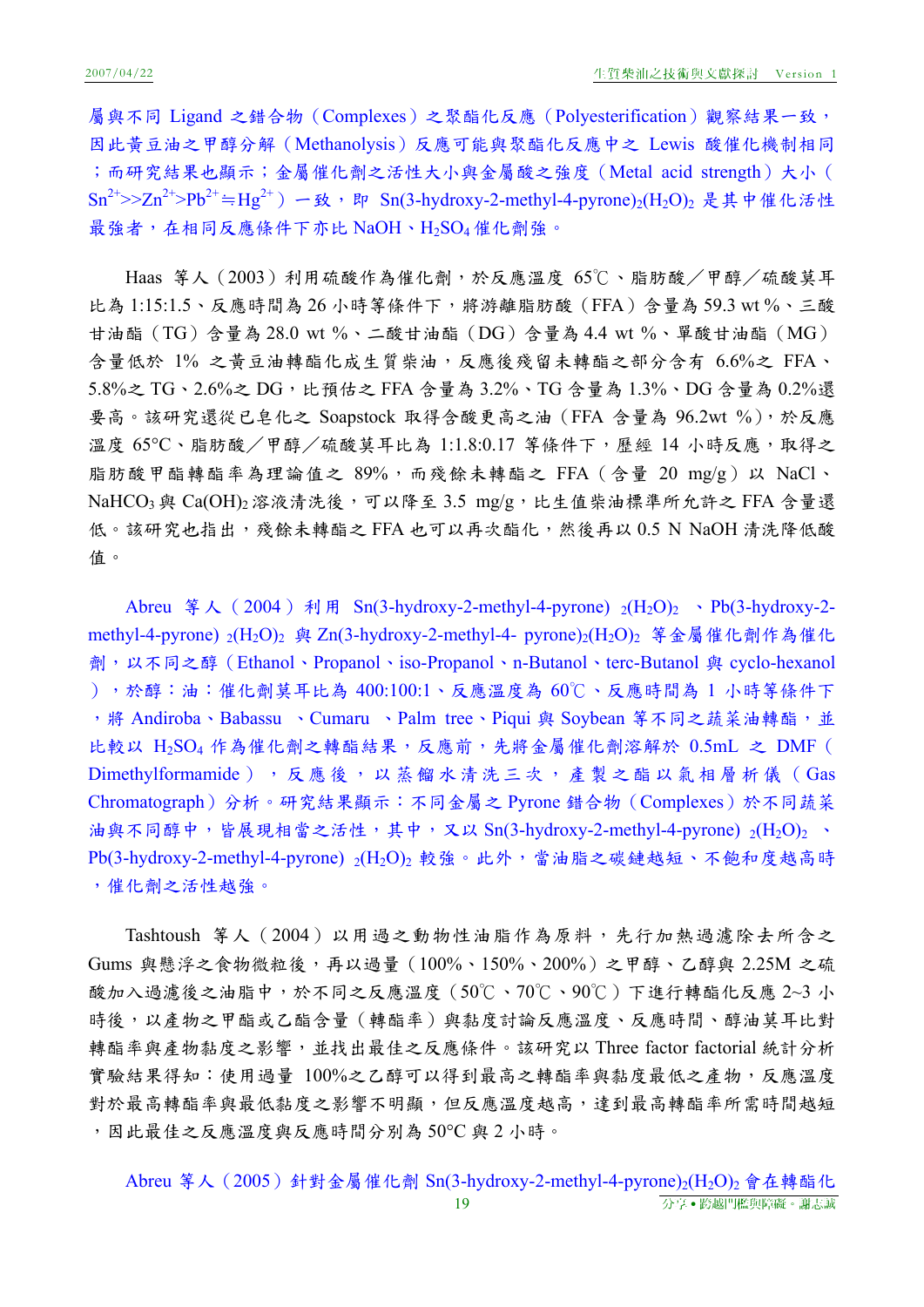屬與不同 Ligand 之錯合物（Complexes）之聚酯化反應（Polyesterification）觀察結果一致，因此黃豆油之甲醇分解（Methanolysis）反應可能與聚酯化反應中之 Lewis 酸催化機制相同；而研究結果也顯示：金屬催化劑之活性大小與金屬酸之強度（Metal acid strength）大小（$Sn^{2+}>>Zn^{2+}>Pb^{2+}\fallingdotseq Hg^{2+}$）一致，即 Sn(3-hydroxy-2-methyl-4-pyrone)$_2$($H_2O$)$_2$ 是其中催化活性最強者，在相同反應條件下亦比 NaOH、$H_2SO_4$ 催化劑強。

Haas 等人（2003）利用硫酸作為催化劑，於反應溫度 65℃、脂肪酸／甲醇／硫酸莫耳比為 1:15:1.5、反應時間為 26 小時等條件下，將游離脂肪酸（FFA）含量為 59.3 wt %、三酸甘油酯（TG）含量為 28.0 wt %、二酸甘油酯（DG）含量為 4.4 wt %、單酸甘油酯（MG）含量低於 1% 之黃豆油轉酯化成生質柴油，反應後殘留未轉酯之部分含有 6.6%之 FFA、5.8%之 TG、2.6%之 DG，比預估之 FFA 含量為 3.2%、TG 含量為 1.3%、DG 含量為 0.2%還要高。該研究還從已皂化之 Soapstock 取得含酸更高之油（FFA 含量為 96.2wt %），於反應溫度 65°C、脂肪酸／甲醇／硫酸莫耳比為 1:1.8:0.17 等條件下，歷經 14 小時反應，取得之脂肪酸甲酯轉酯率為理論值之 89%，而殘餘未轉酯之 FFA（含量 20 mg/g）以 NaCl、$NaHCO_3$ 與 $Ca(OH)_2$ 溶液清洗後，可以降至 3.5 mg/g，比生質柴油標準所允許之 FFA 含量還低。該研究也指出，殘餘未轉酯之 FFA 也可以再次酯化，然後再以 0.5 N NaOH 清洗降低酸值。

Abreu 等人（2004）利用 Sn(3-hydroxy-2-methyl-4-pyrone) $_2$($H_2O$)$_2$ 、Pb(3-hydroxy-2-methyl-4-pyrone) $_2$($H_2O$)$_2$ 與 Zn(3-hydroxy-2-methyl-4- pyrone)$_2$($H_2O$)$_2$ 等金屬催化劑作為催化劑，以不同之醇（Ethanol、Propanol、iso-Propanol、n-Butanol、terc-Butanol 與 cyclo-hexanol），於醇：油：催化劑莫耳比為 400:100:1、反應溫度為 60℃、反應時間為 1 小時等條件下，將 Andiroba、Babassu 、Cumaru 、Palm tree、Piqui 與 Soybean 等不同之蔬菜油轉酯，並比較以 $H_2SO_4$ 作為催化劑之轉酯結果，反應前，先將金屬催化劑溶解於 0.5mL 之 DMF（Dimethylformamide），反應後，以蒸餾水清洗三次，產製之酯以氣相層析儀（Gas Chromatograph）分析。研究結果顯示：不同金屬之 Pyrone 錯合物（Complexes）於不同蔬菜油與不同醇中，皆展現相當之活性，其中，又以 Sn(3-hydroxy-2-methyl-4-pyrone) $_2$($H_2O$)$_2$ 、Pb(3-hydroxy-2-methyl-4-pyrone) $_2$($H_2O$)$_2$ 較強。此外，當油脂之碳鏈越短、不飽和度越高時，催化劑之活性越強。

Tashtoush 等人（2004）以用過之動物性油脂作為原料，先行加熱過濾除去所含之 Gums 與懸浮之食物微粒後，再以過量（100%、150%、200%）之甲醇、乙醇與 2.25M 之硫酸加入過濾後之油脂中，於不同之反應溫度（50℃、70℃、90℃）下進行轉酯化反應 2~3 小時後，以產物之甲酯或乙酯含量（轉酯率）與黏度討論反應溫度、反應時間、醇油莫耳比對轉酯率與產物黏度之影響，並找出最佳之反應條件。該研究以 Three factor factorial 統計分析實驗結果得知：使用過量 100%之乙醇可以得到最高之轉酯率與黏度最低之產物，反應溫度對於最高轉酯率與最低黏度之影響不明顯，但反應溫度越高，達到最高轉酯率所需時間越短，因此最佳之反應溫度與反應時間分別為 50°C 與 2 小時。

Abreu 等人（2005）針對金屬催化劑 Sn(3-hydroxy-2-methyl-4-pyrone)$_2$($H_2O$)$_2$ 會在轉酯化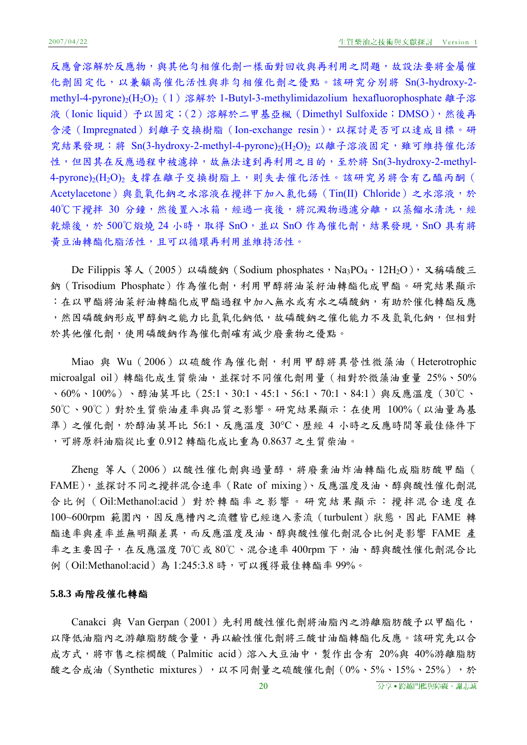反應會溶解於反應物，與其他勻相催化劑一樣面對回收與再利用之問題，故設法要將金屬催化劑固定化，以兼顧高催化活性與非勻相催化劑之優點。該研究分別將 Sn(3-hydroxy-2-methyl-4-pyrone)$_2$($H_2O$)$_2$（1）溶解於 1-Butyl-3-methylimidazolium hexafluorophosphate 離子溶液（Ionic liquid）予以固定；（2）溶解於二甲基亞楓（Dimethyl Sulfoxide；DMSO），然後再含浸（Impregnated）到離子交換樹脂（Ion-exchange resin），以探討是否可以達成目標。研究結果發現：將 Sn(3-hydroxy-2-methyl-4-pyrone)$_2$($H_2O$)$_2$ 以離子溶液固定，雖可維持催化活性，但因其在反應過程中被濾掉，故無法達到再利用之目的，至於將 Sn(3-hydroxy-2-methyl-4-pyrone)$_2$($H_2O$)$_2$ 支撐在離子交換樹脂上，則失去催化活性。該研究另將含有乙醯丙酮（Acetylacetone）與氫氧化鈉之水溶液在攪拌下加入氯化錫（Tin(II) Chloride）之水溶液，於 40℃下攪拌 30 分鐘，然後置入冰箱，經過一夜後，將沉澱物過濾分離，以蒸餾水清洗，經乾燥後，於 500℃煅燒 24 小時，取得 SnO，並以 SnO 作為催化劑，結果發現，SnO 具有將黃豆油轉酯化脂活性，且可以循環再利用並維持活性。

De Filippis 等人（2005）以磷酸鈉（Sodium phosphates，$Na_3PO_4 \cdot 12H_2O$），又稱磷酸三鈉（Trisodium Phosphate）作為催化劑，利用甲醇將油菜籽油轉酯化成甲酯。研究結果顯示：在以甲酯將油菜籽油轉酯化成甲酯過程中加入無水或有水之磷酸鈉，有助於催化轉酯反應，然因磷酸鈉形成甲醇鈉之能力比氫氧化鈉低，故磷酸鈉之催化能力不及氫氧化鈉，但相對於其他催化劑，使用磷酸鈉作為催化劑確有減少廢棄物之優點。

Miao 與 Wu（2006）以硫酸作為催化劑，利用甲醇將異營性微藻油（Heterotrophic microalgal oil）轉酯化成生質柴油，並探討不同催化劑用量（相對於微藻油重量 25%、50%、60%、100%）、醇油莫耳比（25:1、30:1、45:1、56:1、70:1、84:1）與反應溫度（30℃、50℃、90℃）對於生質柴油產率與品質之影響。研究結果顯示：在使用 100%（以油量為基準）之催化劑，於醇油莫耳比 56:1、反應溫度 30°C、歷經 4 小時之反應時間等最佳條件下，可將原料油脂從比重 0.912 轉酯化成比重為 0.8637 之生質柴油。

Zheng 等人（2006）以酸性催化劑與過量醇，將廢棄油炸油轉酯化成脂肪酸甲酯（FAME），並探討不同之攪拌混合速率（Rate of mixing）、反應溫度及油、醇與酸性催化劑混合比例（Oil:Methanol:acid）對於轉酯率之影響。研究結果顯示：攪拌混合速度在 100~600rpm 範圍內，因反應槽內之流體皆已經進入紊流（turbulent）狀態，因此 FAME 轉酯速率與產率並無明顯差異，而反應溫度及油、醇與酸性催化劑混合比例是影響 FAME 產率之主要因子，在反應溫度 70℃或 80℃、混合速率 400rpm 下，油、醇與酸性催化劑混合比例（Oil:Methanol:acid）為 1:245:3.8 時，可以獲得最佳轉酯率 99%。

### 5.8.3 兩階段催化轉酯

Canakci 與 Van Gerpan（2001）先利用酸性催化劑將油脂內之游離脂肪酸予以甲酯化，以降低油脂內之游離脂肪酸含量，再以鹼性催化劑將三酸甘油酯轉酯化反應。該研究先以合成方式，將市售之棕櫚酸（Palmitic acid）溶入大豆油中，製作出含有 20%與 40%游離脂肪酸之合成油（Synthetic mixtures），以不同劑量之硫酸催化劑（0%、5%、15%、25%），於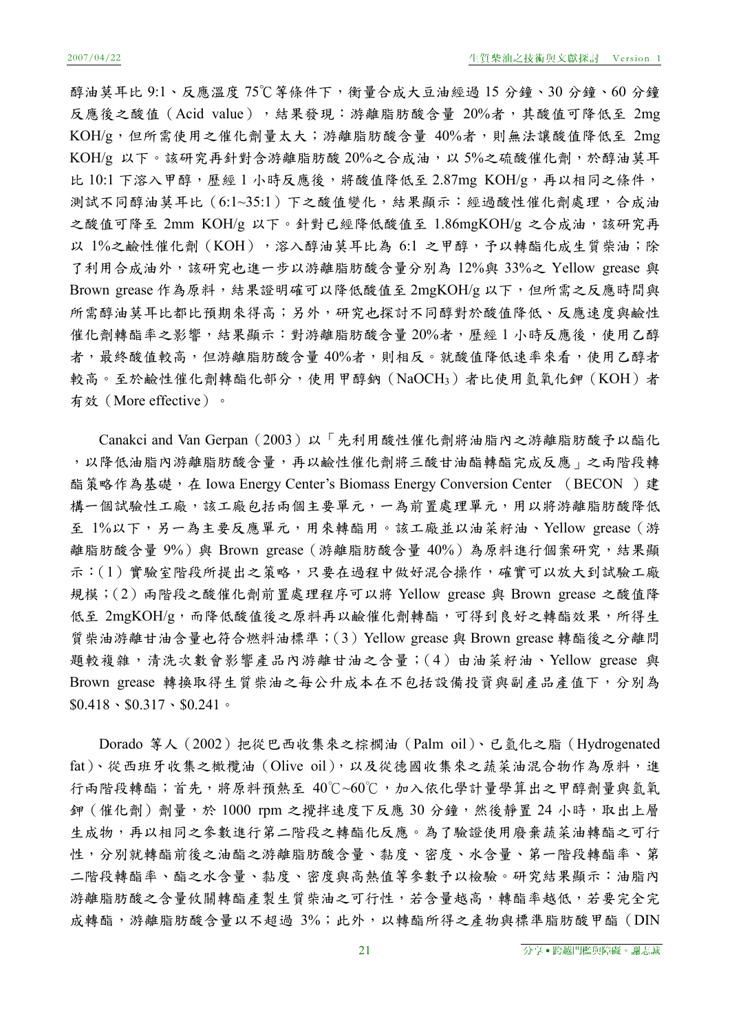醇油莫耳比 9:1、反應溫度 75℃等條件下，衡量合成大豆油經過 15 分鐘、30 分鐘、60 分鐘反應後之酸值（Acid value），結果發現：游離脂肪酸含量 20%者，其酸值可降低至 2mg KOH/g，但所需使用之催化劑量太大；游離脂肪酸含量 40%者，則無法讓酸值降低至 2mg KOH/g 以下。該研究再針對含游離脂肪酸 20%之合成油，以 5%之硫酸催化劑，於醇油莫耳比 10:1 下溶入甲醇，歷經 1 小時反應後，將酸值降低至 2.87mg KOH/g，再以相同之條件，測試不同醇油莫耳比（6:1~35:1）下之酸值變化，結果顯示：經過酸性催化劑處理，合成油之酸值可降至 2mm KOH/g 以下。針對已經降低酸值至 1.86mgKOH/g 之合成油，該研究再以 1%之鹼性催化劑（KOH），溶入醇油莫耳比為 6:1 之甲醇，予以轉酯化成生質柴油；除了利用合成油外，該研究也進一步以游離脂肪酸含量分別為 12%與 33%之 Yellow grease 與 Brown grease 作為原料，結果證明確可以降低酸值至 2mgKOH/g 以下，但所需之反應時間與所需醇油莫耳比都比預期來得高；另外，研究也探討不同醇對於酸值降低、反應速度與鹼性催化劑轉酯率之影響，結果顯示：對游離脂肪酸含量 20%者，歷經 1 小時反應後，使用乙醇者，最終酸值較高，但游離脂肪酸含量 40%者，則相反。就酸值降低速率來看，使用乙醇者較高。至於鹼性催化劑轉酯化部分，使用甲醇鈉（$NaOCH_3$）者比使用氫氧化鉀（KOH）者有效（More effective）。

Canakci and Van Gerpan（2003）以「先利用酸性催化劑將油脂內之游離脂肪酸予以酯化，以降低油脂內游離脂肪酸含量，再以鹼性催化劑將三酸甘油酯轉酯完成反應」之兩階段轉酯策略作為基礎，在 Iowa Energy Center's Biomass Energy Conversion Center （BECON ）建構一個試驗性工廠，該工廠包括兩個主要單元，一為前置處理單元，用以將游離脂肪酸降低至 1%以下，另一為主要反應單元，用來轉酯用。該工廠並以油菜籽油、Yellow grease（游離脂肪酸含量 9%）與 Brown grease（游離脂肪酸含量 40%）為原料進行個案研究，結果顯示：(1) 實驗室階段所提出之策略，只要在過程中做好混合操作，確實可以放大到試驗工廠規模；(2) 兩階段之酸催化劑前置處理程序可以將 Yellow grease 與 Brown grease 之酸值降低至 2mgKOH/g，而降低酸值後之原料再以鹼催化劑轉酯，可得到良好之轉酯效果，所得生質柴油游離甘油含量也符合燃料油標準；(3) Yellow grease 與 Brown grease 轉酯後之分離問題較複雜，清洗次數會影響產品內游離甘油之含量；(4) 由油菜籽油、Yellow grease 與 Brown grease 轉換取得生質柴油之每公升成本在不包括設備投資與副產品產值下，分別為 $0.418、$0.317、$0.241。

Dorado 等人（2002）把從巴西收集來之棕櫚油（Palm oil）、已氫化之脂（Hydrogenated fat）、從西班牙收集之橄欖油（Olive oil），以及從德國收集來之蔬菜油混合物作為原料，進行兩階段轉酯；首先，將原料預熱至 40℃~60℃，加入依化學計量學算出之甲醇劑量與氫氧鉀（催化劑）劑量，於 1000 rpm 之攪拌速度下反應 30 分鐘，然後靜置 24 小時，取出上層生成物，再以相同之參數進行第二階段之轉酯化反應。為了驗證使用廢棄蔬菜油轉酯之可行性，分別就轉酯前後之油酯之游離脂肪酸含量、黏度、密度、水含量、第一階段轉酯率、第二階段轉酯率、酯之水含量、黏度、密度與高熱值等參數予以檢驗。研究結果顯示：油脂內游離脂肪酸之含量攸關轉酯產製生質柴油之可行性，若含量越高，轉酯率越低，若要完全完成轉酯，游離脂肪酸含量以不超過 3%；此外，以轉酯所得之產物與標準脂肪酸甲酯（DIN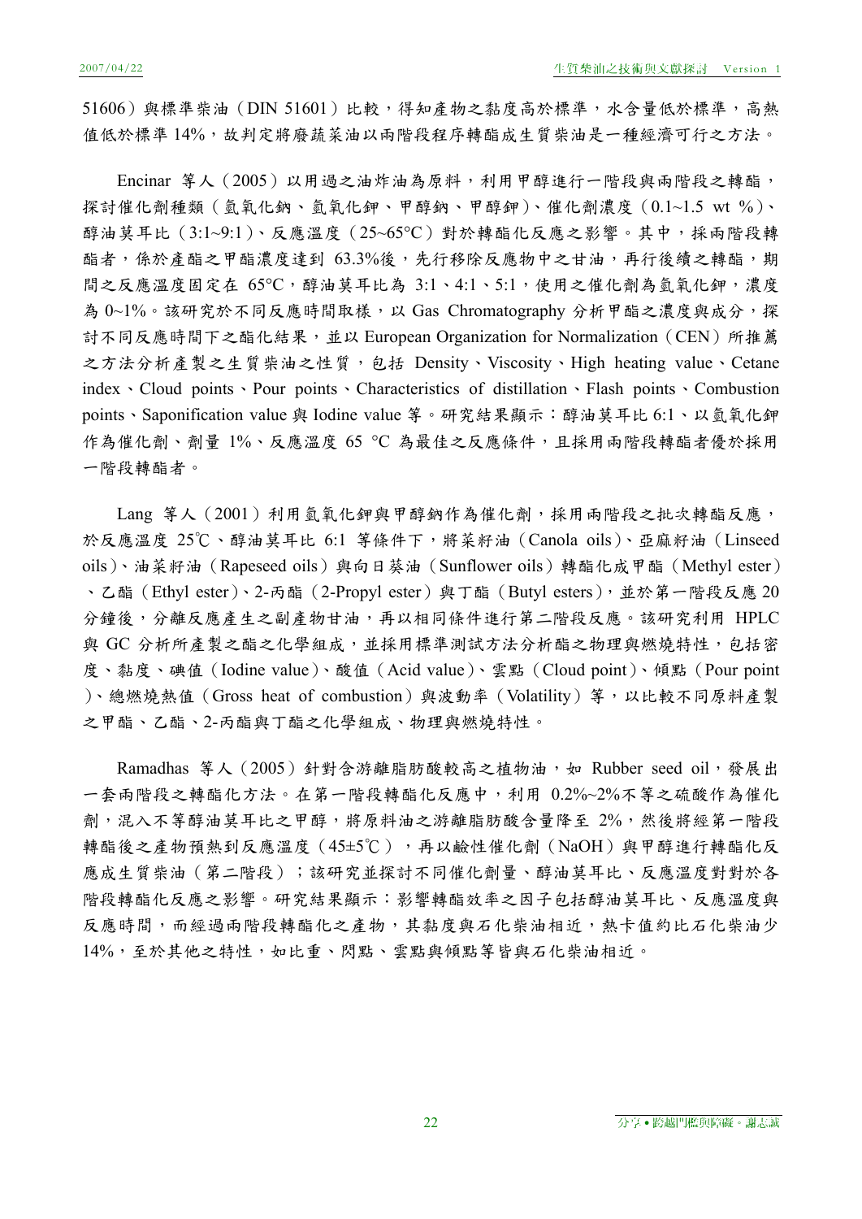51606）與標準柴油（DIN 51601）比較，得知產物之黏度高於標準，水含量低於標準，高熱值低於標準 14%，故判定將廢蔬菜油以兩階段程序轉酯成生質柴油是一種經濟可行之方法。

Encinar 等人（2005）以用過之油炸油為原料，利用甲醇進行一階段與兩階段之轉酯，探討催化劑種類（氫氧化鈉、氫氧化鉀、甲醇鈉、甲醇鉀）、催化劑濃度（0.1~1.5 wt %）、醇油莫耳比（3:1~9:1）、反應溫度（25~65°C）對於轉酯化反應之影響。其中，採兩階段轉酯者，係於產酯之甲酯濃度達到 63.3%後，先行移除反應物中之甘油，再行後續之轉酯，期間之反應溫度固定在 65°C，醇油莫耳比為 3:1、4:1、5:1，使用之催化劑為氫氧化鉀，濃度為 0~1%。該研究於不同反應時間取樣，以 Gas Chromatography 分析甲酯之濃度與成分，探討不同反應時間下之酯化結果，並以 European Organization for Normalization（CEN）所推薦之方法分析產製之生質柴油之性質，包括 Density、Viscosity、High heating value、Cetane index、Cloud points、Pour points、Characteristics of distillation、Flash points、Combustion points、Saponification value 與 Iodine value 等。研究結果顯示：醇油莫耳比 6:1、以氫氧化鉀作為催化劑、劑量 1%、反應溫度 65 °C 為最佳之反應條件，且採用兩階段轉酯者優於採用一階段轉酯者。

Lang 等人（2001）利用氫氧化鉀與甲醇鈉作為催化劑，採用兩階段之批次轉酯反應，於反應溫度 25℃、醇油莫耳比 6:1 等條件下，將菜籽油（Canola oils）、亞麻籽油（Linseed oils）、油菜籽油（Rapeseed oils）與向日葵油（Sunflower oils）轉酯化成甲酯（Methyl ester）、乙酯（Ethyl ester）、2-丙酯（2-Propyl ester）與丁酯（Butyl esters），並於第一階段反應 20 分鐘後，分離反應產生之副產物甘油，再以相同條件進行第二階段反應。該研究利用 HPLC 與 GC 分析所產製之酯之化學組成，並採用標準測試方法分析酯之物理與燃燒特性，包括密度、黏度、碘值（Iodine value）、酸值（Acid value）、雲點（Cloud point）、傾點（Pour point）、總燃燒熱值（Gross heat of combustion）與波動率（Volatility）等，以比較不同原料產製之甲酯、乙酯、2-丙酯與丁酯之化學組成、物理與燃燒特性。

Ramadhas 等人（2005）針對含游離脂肪酸較高之植物油，如 Rubber seed oil，發展出一套兩階段之轉酯化方法。在第一階段轉酯化反應中，利用 0.2%~2%不等之硫酸作為催化劑，混入不等醇油莫耳比之甲醇，將原料油之游離脂肪酸含量降至 2%，然後將經第一階段轉酯後之產物預熱到反應溫度（45±5℃），再以鹼性催化劑（NaOH）與甲醇進行轉酯化反應成生質柴油（第二階段）；該研究並探討不同催化劑量、醇油莫耳比、反應溫度對對於各階段轉酯化反應之影響。研究結果顯示：影響轉酯效率之因子包括醇油莫耳比、反應溫度與反應時間，而經過兩階段轉酯化之產物，其黏度與石化柴油相近，熱卡值約比石化柴油少 14%，至於其他之特性，如比重、閃點、雲點與傾點等皆與石化柴油相近。